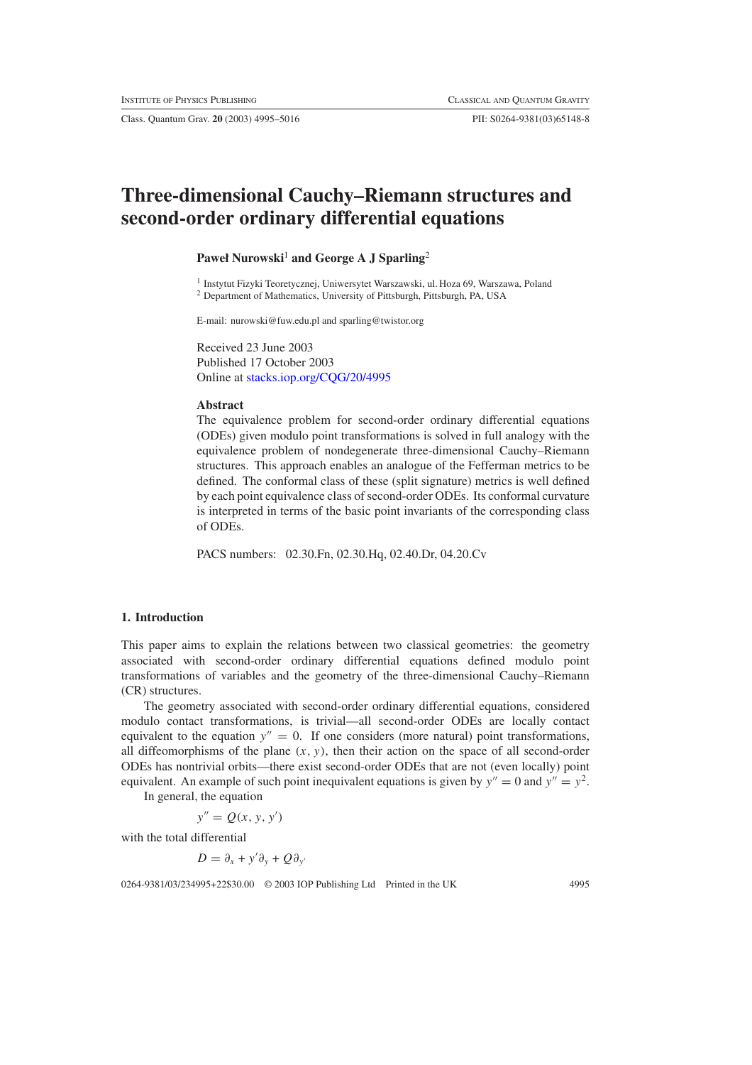# Three-dimensional Cauchy–Riemann structures and second-order ordinary differential equations

**Paweł Nurowski**[1] **and George A J Sparling**[2]

[1] Instytut Fizyki Teoretycznej, Uniwersytet Warszawski, ul. Hoza 69, Warszawa, Poland
[2] Department of Mathematics, University of Pittsburgh, Pittsburgh, PA, USA

E-mail: nurowski@fuw.edu.pl and sparling@twistor.org

Received 23 June 2003
Published 17 October 2003
Online at stacks.iop.org/CQG/20/4995

### Abstract

The equivalence problem for second-order ordinary differential equations (ODEs) given modulo point transformations is solved in full analogy with the equivalence problem of nondegenerate three-dimensional Cauchy–Riemann structures. This approach enables an analogue of the Fefferman metrics to be defined. The conformal class of these (split signature) metrics is well defined by each point equivalence class of second-order ODEs. Its conformal curvature is interpreted in terms of the basic point invariants of the corresponding class of ODEs.

PACS numbers: 02.30.Fn, 02.30.Hq, 02.40.Dr, 04.20.Cv

## 1. Introduction

This paper aims to explain the relations between two classical geometries: the geometry associated with second-order ordinary differential equations defined modulo point transformations of variables and the geometry of the three-dimensional Cauchy–Riemann (CR) structures.

The geometry associated with second-order ordinary differential equations, considered modulo contact transformations, is trivial—all second-order ODEs are locally contact equivalent to the equation $y'' = 0$. If one considers (more natural) point transformations, all diffeomorphisms of the plane $(x, y)$, then their action on the space of all second-order ODEs has nontrivial orbits—there exist second-order ODEs that are not (even locally) point equivalent. An example of such point inequivalent equations is given by $y'' = 0$ and $y'' = y^2$.

In general, the equation

$$y'' = Q(x, y, y')$$

with the total differential

$$D = \partial_x + y'\partial_y + Q\partial_{y'}$$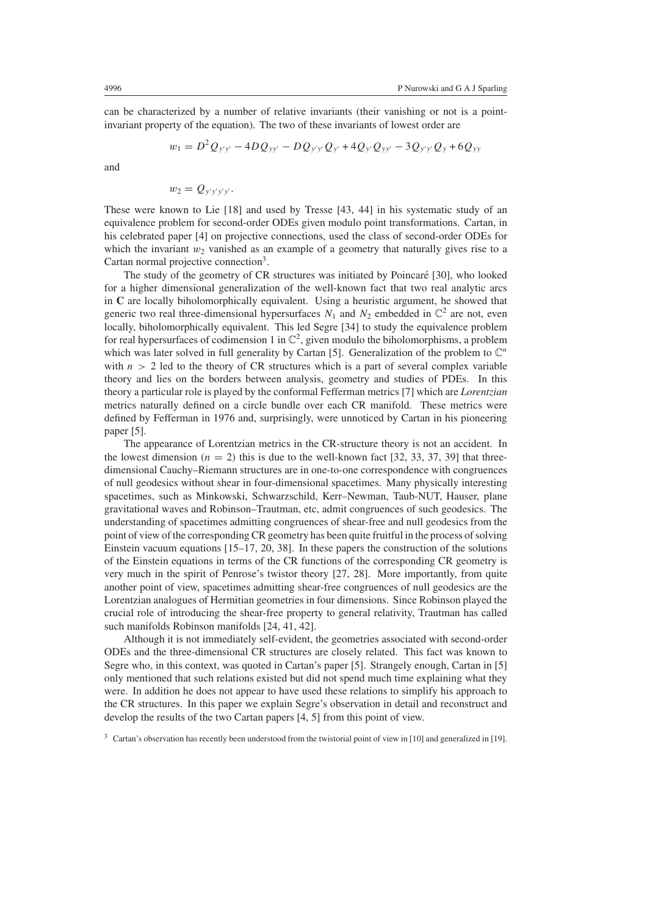can be characterized by a number of relative invariants (their vanishing or not is a point-invariant property of the equation). The two of these invariants of lowest order are

$$w_1 = D^2 Q_{y'y'} - 4DQ_{yy'} - DQ_{y'y'}Q_{y'} + 4Q_{y'}Q_{yy'} - 3Q_{y'y'}Q_y + 6Q_{yy}$$

and

$$w_2 = Q_{y'y'y'y'}.$$

These were known to Lie [18] and used by Tresse [43, 44] in his systematic study of an equivalence problem for second-order ODEs given modulo point transformations. Cartan, in his celebrated paper [4] on projective connections, used the class of second-order ODEs for which the invariant $w_2$ vanished as an example of a geometry that naturally gives rise to a Cartan normal projective connection[3].

The study of the geometry of CR structures was initiated by Poincaré [30], who looked for a higher dimensional generalization of the well-known fact that two real analytic arcs in **C** are locally biholomorphically equivalent. Using a heuristic argument, he showed that generic two real three-dimensional hypersurfaces $N_1$ and $N_2$ embedded in $\mathbb{C}^2$ are not, even locally, biholomorphically equivalent. This led Segre [34] to study the equivalence problem for real hypersurfaces of codimension 1 in $\mathbb{C}^2$, given modulo the biholomorphisms, a problem which was later solved in full generality by Cartan [5]. Generalization of the problem to $\mathbb{C}^n$ with $n > 2$ led to the theory of CR structures which is a part of several complex variable theory and lies on the borders between analysis, geometry and studies of PDEs. In this theory a particular role is played by the conformal Fefferman metrics [7] which are *Lorentzian* metrics naturally defined on a circle bundle over each CR manifold. These metrics were defined by Fefferman in 1976 and, surprisingly, were unnoticed by Cartan in his pioneering paper [5].

The appearance of Lorentzian metrics in the CR-structure theory is not an accident. In the lowest dimension ($n = 2$) this is due to the well-known fact [32, 33, 37, 39] that three-dimensional Cauchy–Riemann structures are in one-to-one correspondence with congruences of null geodesics without shear in four-dimensional spacetimes. Many physically interesting spacetimes, such as Minkowski, Schwarzschild, Kerr–Newman, Taub-NUT, Hauser, plane gravitational waves and Robinson–Trautman, etc, admit congruences of such geodesics. The understanding of spacetimes admitting congruences of shear-free and null geodesics from the point of view of the corresponding CR geometry has been quite fruitful in the process of solving Einstein vacuum equations [15–17, 20, 38]. In these papers the construction of the solutions of the Einstein equations in terms of the CR functions of the corresponding CR geometry is very much in the spirit of Penrose's twistor theory [27, 28]. More importantly, from quite another point of view, spacetimes admitting shear-free congruences of null geodesics are the Lorentzian analogues of Hermitian geometries in four dimensions. Since Robinson played the crucial role of introducing the shear-free property to general relativity, Trautman has called such manifolds Robinson manifolds [24, 41, 42].

Although it is not immediately self-evident, the geometries associated with second-order ODEs and the three-dimensional CR structures are closely related. This fact was known to Segre who, in this context, was quoted in Cartan's paper [5]. Strangely enough, Cartan in [5] only mentioned that such relations existed but did not spend much time explaining what they were. In addition he does not appear to have used these relations to simplify his approach to the CR structures. In this paper we explain Segre's observation in detail and reconstruct and develop the results of the two Cartan papers [4, 5] from this point of view.

[3] Cartan's observation has recently been understood from the twistorial point of view in [10] and generalized in [19].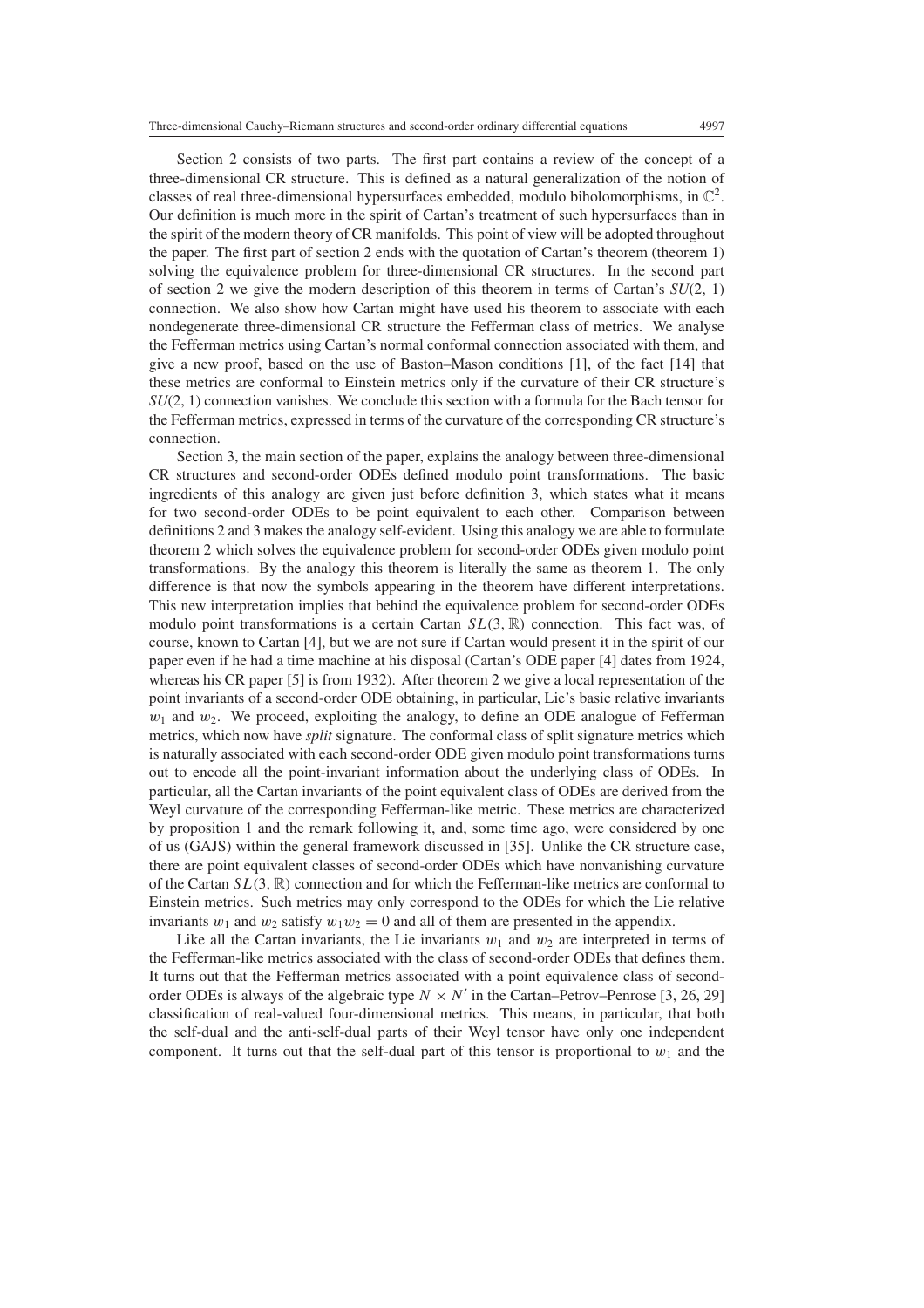Section 2 consists of two parts. The first part contains a review of the concept of a three-dimensional CR structure. This is defined as a natural generalization of the notion of classes of real three-dimensional hypersurfaces embedded, modulo biholomorphisms, in $\mathbb{C}^2$. Our definition is much more in the spirit of Cartan's treatment of such hypersurfaces than in the spirit of the modern theory of CR manifolds. This point of view will be adopted throughout the paper. The first part of section 2 ends with the quotation of Cartan's theorem (theorem 1) solving the equivalence problem for three-dimensional CR structures. In the second part of section 2 we give the modern description of this theorem in terms of Cartan's $SU(2, 1)$ connection. We also show how Cartan might have used his theorem to associate with each nondegenerate three-dimensional CR structure the Fefferman class of metrics. We analyse the Fefferman metrics using Cartan's normal conformal connection associated with them, and give a new proof, based on the use of Baston–Mason conditions [1], of the fact [14] that these metrics are conformal to Einstein metrics only if the curvature of their CR structure's $SU(2, 1)$ connection vanishes. We conclude this section with a formula for the Bach tensor for the Fefferman metrics, expressed in terms of the curvature of the corresponding CR structure's connection.

Section 3, the main section of the paper, explains the analogy between three-dimensional CR structures and second-order ODEs defined modulo point transformations. The basic ingredients of this analogy are given just before definition 3, which states what it means for two second-order ODEs to be point equivalent to each other. Comparison between definitions 2 and 3 makes the analogy self-evident. Using this analogy we are able to formulate theorem 2 which solves the equivalence problem for second-order ODEs given modulo point transformations. By the analogy this theorem is literally the same as theorem 1. The only difference is that now the symbols appearing in the theorem have different interpretations. This new interpretation implies that behind the equivalence problem for second-order ODEs modulo point transformations is a certain Cartan $SL(3, \mathbb{R})$ connection. This fact was, of course, known to Cartan [4], but we are not sure if Cartan would present it in the spirit of our paper even if he had a time machine at his disposal (Cartan's ODE paper [4] dates from 1924, whereas his CR paper [5] is from 1932). After theorem 2 we give a local representation of the point invariants of a second-order ODE obtaining, in particular, Lie's basic relative invariants $w_1$ and $w_2$. We proceed, exploiting the analogy, to define an ODE analogue of Fefferman metrics, which now have *split* signature. The conformal class of split signature metrics which is naturally associated with each second-order ODE given modulo point transformations turns out to encode all the point-invariant information about the underlying class of ODEs. In particular, all the Cartan invariants of the point equivalent class of ODEs are derived from the Weyl curvature of the corresponding Fefferman-like metric. These metrics are characterized by proposition 1 and the remark following it, and, some time ago, were considered by one of us (GAJS) within the general framework discussed in [35]. Unlike the CR structure case, there are point equivalent classes of second-order ODEs which have nonvanishing curvature of the Cartan $SL(3, \mathbb{R})$ connection and for which the Fefferman-like metrics are conformal to Einstein metrics. Such metrics may only correspond to the ODEs for which the Lie relative invariants $w_1$ and $w_2$ satisfy $w_1 w_2 = 0$ and all of them are presented in the appendix.

Like all the Cartan invariants, the Lie invariants $w_1$ and $w_2$ are interpreted in terms of the Fefferman-like metrics associated with the class of second-order ODEs that defines them. It turns out that the Fefferman metrics associated with a point equivalence class of second-order ODEs is always of the algebraic type $N \times N'$ in the Cartan–Petrov–Penrose [3, 26, 29] classification of real-valued four-dimensional metrics. This means, in particular, that both the self-dual and the anti-self-dual parts of their Weyl tensor have only one independent component. It turns out that the self-dual part of this tensor is proportional to $w_1$ and the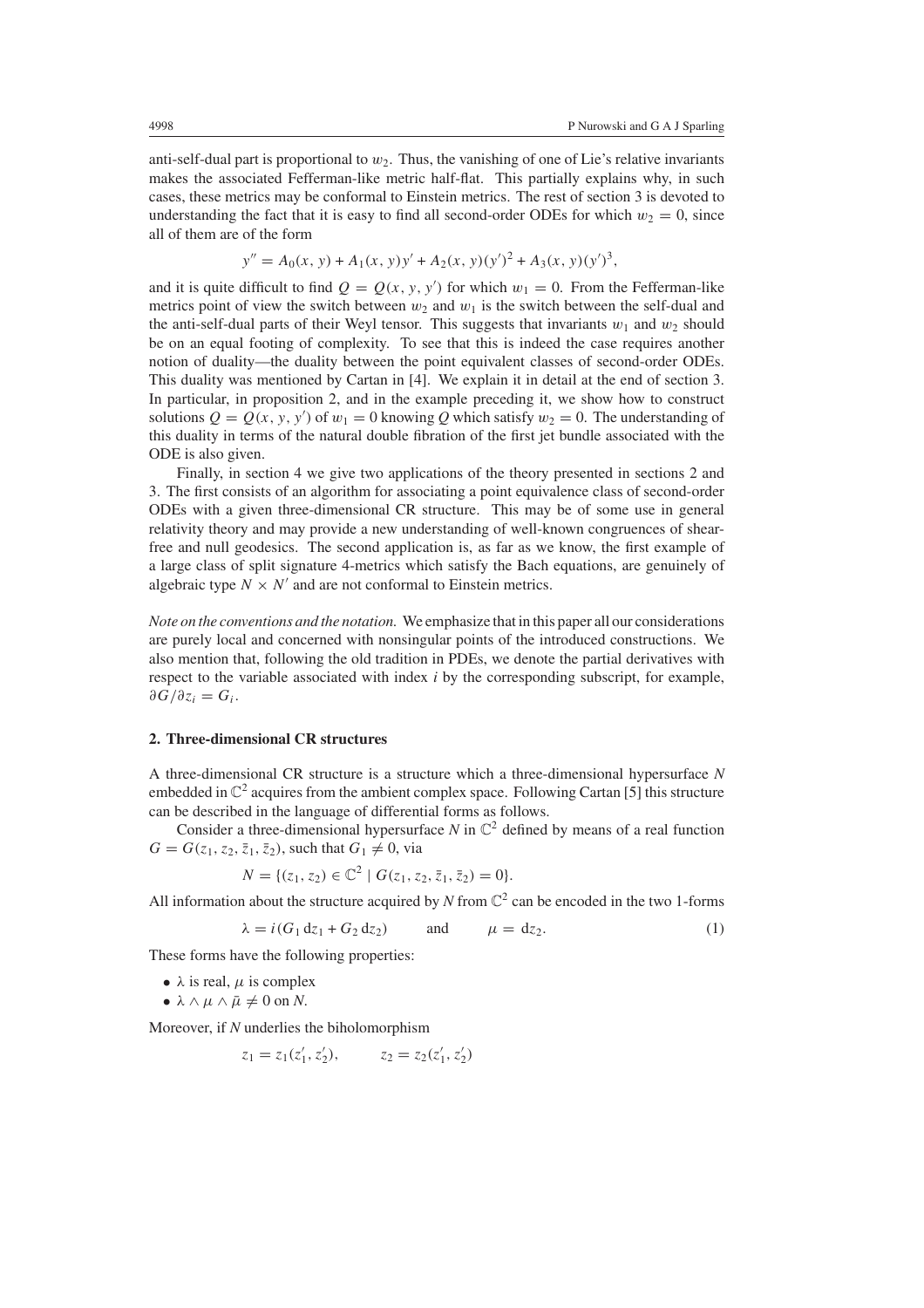anti-self-dual part is proportional to $w_2$. Thus, the vanishing of one of Lie's relative invariants makes the associated Fefferman-like metric half-flat. This partially explains why, in such cases, these metrics may be conformal to Einstein metrics. The rest of section 3 is devoted to understanding the fact that it is easy to find all second-order ODEs for which $w_2 = 0$, since all of them are of the form

$$y'' = A_0(x, y) + A_1(x, y)y' + A_2(x, y)(y')^2 + A_3(x, y)(y')^3,$$

and it is quite difficult to find $Q = Q(x, y, y')$ for which $w_1 = 0$. From the Fefferman-like metrics point of view the switch between $w_2$ and $w_1$ is the switch between the self-dual and the anti-self-dual parts of their Weyl tensor. This suggests that invariants $w_1$ and $w_2$ should be on an equal footing of complexity. To see that this is indeed the case requires another notion of duality—the duality between the point equivalent classes of second-order ODEs. This duality was mentioned by Cartan in [4]. We explain it in detail at the end of section 3. In particular, in proposition 2, and in the example preceding it, we show how to construct solutions $Q = Q(x, y, y')$ of $w_1 = 0$ knowing $Q$ which satisfy $w_2 = 0$. The understanding of this duality in terms of the natural double fibration of the first jet bundle associated with the ODE is also given.

Finally, in section 4 we give two applications of the theory presented in sections 2 and 3. The first consists of an algorithm for associating a point equivalence class of second-order ODEs with a given three-dimensional CR structure. This may be of some use in general relativity theory and may provide a new understanding of well-known congruences of shear-free and null geodesics. The second application is, as far as we know, the first example of a large class of split signature 4-metrics which satisfy the Bach equations, are genuinely of algebraic type $N \times N'$ and are not conformal to Einstein metrics.

*Note on the conventions and the notation.* We emphasize that in this paper all our considerations are purely local and concerned with nonsingular points of the introduced constructions. We also mention that, following the old tradition in PDEs, we denote the partial derivatives with respect to the variable associated with index $i$ by the corresponding subscript, for example, $\partial G/\partial z_i = G_i$.

## 2. Three-dimensional CR structures

A three-dimensional CR structure is a structure which a three-dimensional hypersurface $N$ embedded in $\mathbb{C}^2$ acquires from the ambient complex space. Following Cartan [5] this structure can be described in the language of differential forms as follows.

Consider a three-dimensional hypersurface $N$ in $\mathbb{C}^2$ defined by means of a real function $G = G(z_1, z_2, \bar{z}_1, \bar{z}_2)$, such that $G_1 \neq 0$, via

$$N = \{(z_1, z_2) \in \mathbb{C}^2 \mid G(z_1, z_2, \bar{z}_1, \bar{z}_2) = 0\}.$$

All information about the structure acquired by $N$ from $\mathbb{C}^2$ can be encoded in the two 1-forms

$$\lambda = i(G_1\, \mathrm{d}z_1 + G_2\, \mathrm{d}z_2) \qquad \text{and} \qquad \mu = \mathrm{d}z_2. \tag{1}$$

These forms have the following properties:

- $\lambda$ is real, $\mu$ is complex
- $\lambda \wedge \mu \wedge \bar{\mu} \neq 0$ on $N$.

Moreover, if $N$ underlies the biholomorphism

$$z_1 = z_1(z_1', z_2'), \qquad z_2 = z_2(z_1', z_2')$$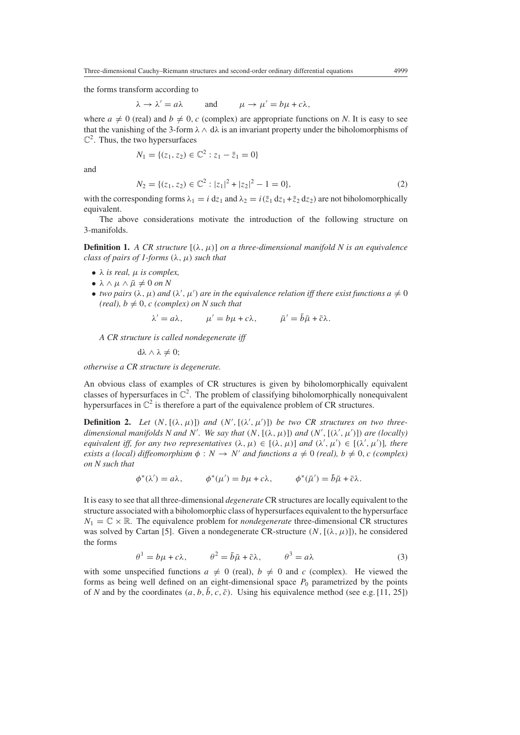the forms transform according to

$$\lambda \to \lambda' = a\lambda \qquad \text{and} \qquad \mu \to \mu' = b\mu + c\lambda,$$

where $a \neq 0$ (real) and $b \neq 0$, $c$ (complex) are appropriate functions on $N$. It is easy to see that the vanishing of the 3-form $\lambda \wedge \mathrm{d}\lambda$ is an invariant property under the biholomorphisms of $\mathbb{C}^2$. Thus, the two hypersurfaces

$$N_1 = \{(z_1, z_2) \in \mathbb{C}^2 : z_1 - \bar{z}_1 = 0\}$$

and

$$N_2 = \{(z_1, z_2) \in \mathbb{C}^2 : |z_1|^2 + |z_2|^2 - 1 = 0\}, \tag{2}$$

with the corresponding forms $\lambda_1 = i\,\mathrm{d}z_1$ and $\lambda_2 = i(\bar{z}_1\,\mathrm{d}z_1 + \bar{z}_2\,\mathrm{d}z_2)$ are not biholomorphically equivalent.

The above considerations motivate the introduction of the following structure on 3-manifolds.

**Definition 1.** *A CR structure* $[(\lambda, \mu)]$ *on a three-dimensional manifold N is an equivalence class of pairs of 1-forms* $(\lambda, \mu)$ *such that*

- $\lambda$ *is real,* $\mu$ *is complex,*
- $\lambda \wedge \mu \wedge \bar{\mu} \neq 0$ *on N*
- *two pairs* $(\lambda, \mu)$ *and* $(\lambda', \mu')$ *are in the equivalence relation iff there exist functions* $a \neq 0$ *(real),* $b \neq 0$, $c$ *(complex) on N such that*

$$\lambda' = a\lambda, \qquad \mu' = b\mu + c\lambda, \qquad \bar{\mu}' = \bar{b}\bar{\mu} + \bar{c}\lambda.$$

*A CR structure is called nondegenerate iff*

$$\mathrm{d}\lambda \wedge \lambda \neq 0;$$

*otherwise a CR structure is degenerate.*

An obvious class of examples of CR structures is given by biholomorphically equivalent classes of hypersurfaces in $\mathbb{C}^2$. The problem of classifying biholomorphically nonequivalent hypersurfaces in $\mathbb{C}^2$ is therefore a part of the equivalence problem of CR structures.

**Definition 2.** *Let* $(N, [(\lambda, \mu)])$ *and* $(N', [(\lambda', \mu')])$ *be two CR structures on two three-dimensional manifolds N and N'. We say that* $(N, [(\lambda, \mu)])$ *and* $(N', [(\lambda', \mu')])$ *are (locally) equivalent iff, for any two representatives* $(\lambda, \mu) \in [(\lambda, \mu)]$ *and* $(\lambda', \mu') \in [(\lambda', \mu')]$*, there exists a (local) diffeomorphism* $\phi : N \to N'$ *and functions* $a \neq 0$ *(real),* $b \neq 0$, $c$ *(complex) on N such that*

$$\phi^*(\lambda') = a\lambda, \qquad \phi^*(\mu') = b\mu + c\lambda, \qquad \phi^*(\bar{\mu}') = \bar{b}\bar{\mu} + \bar{c}\lambda.$$

It is easy to see that all three-dimensional *degenerate* CR structures are locally equivalent to the structure associated with a biholomorphic class of hypersurfaces equivalent to the hypersurface $N_1 = \mathbb{C} \times \mathbb{R}$. The equivalence problem for *nondegenerate* three-dimensional CR structures was solved by Cartan [5]. Given a nondegenerate CR-structure $(N, [(\lambda, \mu)])$, he considered the forms

$$\theta^1 = b\mu + c\lambda, \qquad \theta^2 = \bar{b}\bar{\mu} + \bar{c}\lambda, \qquad \theta^3 = a\lambda \tag{3}$$

with some unspecified functions $a \neq 0$ (real), $b \neq 0$ and $c$ (complex). He viewed the forms as being well defined on an eight-dimensional space $P_0$ parametrized by the points of $N$ and by the coordinates $(a, b, \bar{b}, c, \bar{c})$. Using his equivalence method (see e.g. [11, 25])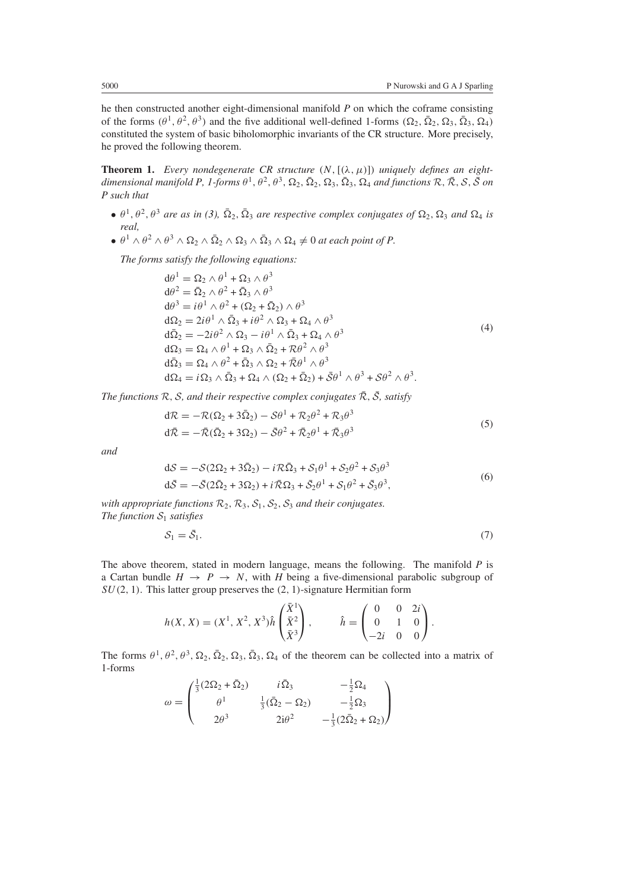he then constructed another eight-dimensional manifold $P$ on which the coframe consisting of the forms $(\theta^1, \theta^2, \theta^3)$ and the five additional well-defined 1-forms $(\Omega_2, \bar{\Omega}_2, \Omega_3, \bar{\Omega}_3, \Omega_4)$ constituted the system of basic biholomorphic invariants of the CR structure. More precisely, he proved the following theorem.

**Theorem 1.** *Every nondegenerate CR structure $(N, [(\lambda, \mu)])$ uniquely defines an eight-dimensional manifold P, 1-forms $\theta^1, \theta^2, \theta^3, \Omega_2, \bar{\Omega}_2, \Omega_3, \bar{\Omega}_3, \Omega_4$ and functions $\mathcal{R}, \bar{\mathcal{R}}, \mathcal{S}, \bar{\mathcal{S}}$ on P such that*

- *$\theta^1, \theta^2, \theta^3$ are as in (3), $\bar{\Omega}_2, \bar{\Omega}_3$ are respective complex conjugates of $\Omega_2, \Omega_3$ and $\Omega_4$ is real,*
- *$\theta^1 \wedge \theta^2 \wedge \theta^3 \wedge \Omega_2 \wedge \bar{\Omega}_2 \wedge \Omega_3 \wedge \bar{\Omega}_3 \wedge \Omega_4 \neq 0$ at each point of P.*

*The forms satisfy the following equations:*

$$
\begin{aligned}
\mathrm{d}\theta^1 &= \Omega_2 \wedge \theta^1 + \Omega_3 \wedge \theta^3 \\
\mathrm{d}\theta^2 &= \bar{\Omega}_2 \wedge \theta^2 + \bar{\Omega}_3 \wedge \theta^3 \\
\mathrm{d}\theta^3 &= i\theta^1 \wedge \theta^2 + (\Omega_2 + \bar{\Omega}_2) \wedge \theta^3 \\
\mathrm{d}\Omega_2 &= 2i\theta^1 \wedge \bar{\Omega}_3 + i\theta^2 \wedge \Omega_3 + \Omega_4 \wedge \theta^3 \\
\mathrm{d}\bar{\Omega}_2 &= -2i\theta^2 \wedge \Omega_3 - i\theta^1 \wedge \bar{\Omega}_3 + \Omega_4 \wedge \theta^3 \\
\mathrm{d}\Omega_3 &= \Omega_4 \wedge \theta^1 + \Omega_3 \wedge \bar{\Omega}_2 + \mathcal{R}\theta^2 \wedge \theta^3 \\
\mathrm{d}\bar{\Omega}_3 &= \Omega_4 \wedge \theta^2 + \bar{\Omega}_3 \wedge \Omega_2 + \bar{\mathcal{R}}\theta^1 \wedge \theta^3 \\
\mathrm{d}\Omega_4 &= i\Omega_3 \wedge \bar{\Omega}_3 + \Omega_4 \wedge (\Omega_2 + \bar{\Omega}_2) + \bar{\mathcal{S}}\theta^1 \wedge \theta^3 + \mathcal{S}\theta^2 \wedge \theta^3.
\end{aligned}
\tag{4}
$$

*The functions $\mathcal{R}, \mathcal{S}$, and their respective complex conjugates $\bar{\mathcal{R}}, \bar{\mathcal{S}}$, satisfy*

$$
\begin{aligned}
\mathrm{d}\mathcal{R} &= -\mathcal{R}(\Omega_2 + 3\bar{\Omega}_2) - \mathcal{S}\theta^1 + \mathcal{R}_2\theta^2 + \mathcal{R}_3\theta^3 \\
\mathrm{d}\bar{\mathcal{R}} &= -\bar{\mathcal{R}}(\bar{\Omega}_2 + 3\Omega_2) - \bar{\mathcal{S}}\theta^2 + \bar{\mathcal{R}}_2\theta^1 + \bar{\mathcal{R}}_3\theta^3
\end{aligned}
\tag{5}
$$

*and*

$$
\begin{aligned}
\mathrm{d}\mathcal{S} &= -\mathcal{S}(2\Omega_2 + 3\bar{\Omega}_2) - i\mathcal{R}\bar{\Omega}_3 + \mathcal{S}_1\theta^1 + \mathcal{S}_2\theta^2 + \mathcal{S}_3\theta^3 \\
\mathrm{d}\bar{\mathcal{S}} &= -\bar{\mathcal{S}}(2\bar{\Omega}_2 + 3\Omega_2) + i\bar{\mathcal{R}}\Omega_3 + \bar{\mathcal{S}}_2\theta^1 + \mathcal{S}_1\theta^2 + \bar{\mathcal{S}}_3\theta^3,
\end{aligned}
\tag{6}
$$

*with appropriate functions $\mathcal{R}_2, \mathcal{R}_3, \mathcal{S}_1, \mathcal{S}_2, \mathcal{S}_3$ and their conjugates. The function $\mathcal{S}_1$ satisfies*

$$
\mathcal{S}_1 = \bar{\mathcal{S}}_1. \tag{7}
$$

The above theorem, stated in modern language, means the following. The manifold $P$ is a Cartan bundle $H \to P \to N$, with $H$ being a five-dimensional parabolic subgroup of $SU(2, 1)$. This latter group preserves the $(2, 1)$-signature Hermitian form

$$
h(X, X) = (X^1, X^2, X^3)\hat{h}\begin{pmatrix}\bar{X}^1 \\ \bar{X}^2 \\ \bar{X}^3\end{pmatrix}, \qquad \hat{h} = \begin{pmatrix} 0 & 0 & 2i \\ 0 & 1 & 0 \\ -2i & 0 & 0 \end{pmatrix}.
$$

The forms $\theta^1, \theta^2, \theta^3, \Omega_2, \bar{\Omega}_2, \Omega_3, \bar{\Omega}_3, \Omega_4$ of the theorem can be collected into a matrix of 1-forms

$$
\omega = \begin{pmatrix} \frac{1}{3}(2\Omega_2 + \bar{\Omega}_2) & i\bar{\Omega}_3 & -\frac{1}{2}\Omega_4 \\ \theta^1 & \frac{1}{3}(\bar{\Omega}_2 - \Omega_2) & -\frac{1}{2}\Omega_3 \\ 2\theta^3 & 2i\theta^2 & -\frac{1}{3}(2\bar{\Omega}_2 + \Omega_2) \end{pmatrix}
$$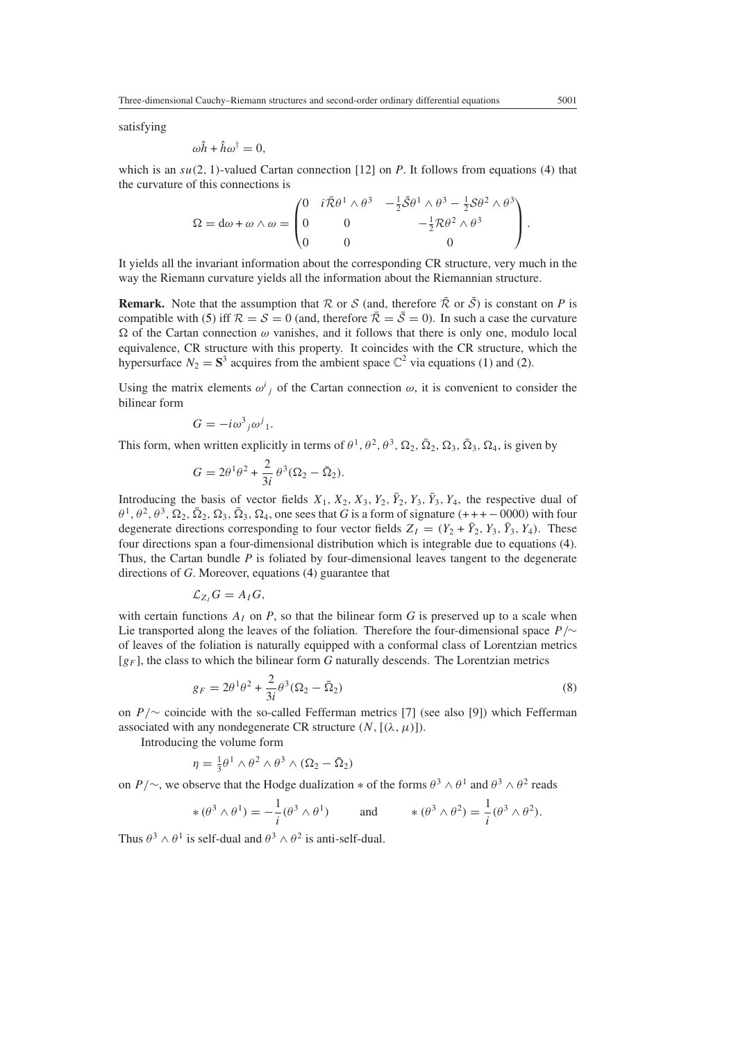satisfying

$$\omega \hat{h} + \hat{h}\omega^\dagger = 0,$$

which is an $su(2,1)$-valued Cartan connection [12] on $P$. It follows from equations (4) that the curvature of this connections is

$$\Omega = \mathrm{d}\omega + \omega \wedge \omega = \begin{pmatrix} 0 & i\bar{\mathcal{R}}\theta^1 \wedge \theta^3 & -\frac{1}{2}\bar{\mathcal{S}}\theta^1 \wedge \theta^3 - \frac{1}{2}\mathcal{S}\theta^2 \wedge \theta^3 \\ 0 & 0 & -\frac{1}{2}\mathcal{R}\theta^2 \wedge \theta^3 \\ 0 & 0 & 0 \end{pmatrix}.$$

It yields all the invariant information about the corresponding CR structure, very much in the way the Riemann curvature yields all the information about the Riemannian structure.

**Remark.** Note that the assumption that $\mathcal{R}$ or $\mathcal{S}$ (and, therefore $\bar{\mathcal{R}}$ or $\bar{\mathcal{S}}$) is constant on $P$ is compatible with (5) iff $\mathcal{R} = \mathcal{S} = 0$ (and, therefore $\bar{\mathcal{R}} = \bar{\mathcal{S}} = 0$). In such a case the curvature $\Omega$ of the Cartan connection $\omega$ vanishes, and it follows that there is only one, modulo local equivalence, CR structure with this property. It coincides with the CR structure, which the hypersurface $N_2 = \mathbf{S}^3$ acquires from the ambient space $\mathbb{C}^2$ via equations (1) and (2).

Using the matrix elements $\omega^i{}_j$ of the Cartan connection $\omega$, it is convenient to consider the bilinear form

$$G = -i\omega^3{}_j\omega^j{}_1.$$

This form, when written explicitly in terms of $\theta^1, \theta^2, \theta^3, \Omega_2, \bar{\Omega}_2, \Omega_3, \bar{\Omega}_3, \Omega_4$, is given by

$$G = 2\theta^1\theta^2 + \frac{2}{3i}\,\theta^3(\Omega_2 - \bar{\Omega}_2).$$

Introducing the basis of vector fields $X_1, X_2, X_3, Y_2, \bar{Y}_2, Y_3, \bar{Y}_3, Y_4$, the respective dual of $\theta^1, \theta^2, \theta^3, \Omega_2, \bar{\Omega}_2, \Omega_3, \bar{\Omega}_3, \Omega_4$, one sees that $G$ is a form of signature $(+++-0000)$ with four degenerate directions corresponding to four vector fields $Z_I = (Y_2 + \bar{Y}_2, Y_3, \bar{Y}_3, Y_4)$. These four directions span a four-dimensional distribution which is integrable due to equations (4). Thus, the Cartan bundle $P$ is foliated by four-dimensional leaves tangent to the degenerate directions of $G$. Moreover, equations (4) guarantee that

$$\mathcal{L}_{Z_I} G = A_I G,$$

with certain functions $A_I$ on $P$, so that the bilinear form $G$ is preserved up to a scale when Lie transported along the leaves of the foliation. Therefore the four-dimensional space $P/\sim$ of leaves of the foliation is naturally equipped with a conformal class of Lorentzian metrics $[g_F]$, the class to which the bilinear form $G$ naturally descends. The Lorentzian metrics

$$g_F = 2\theta^1\theta^2 + \frac{2}{3i}\theta^3(\Omega_2 - \bar{\Omega}_2) \tag{8}$$

on $P/\sim$ coincide with the so-called Fefferman metrics [7] (see also [9]) which Fefferman associated with any nondegenerate CR structure $(N, [(\lambda, \mu)])$.

Introducing the volume form

$$\eta = \tfrac{1}{3}\theta^1 \wedge \theta^2 \wedge \theta^3 \wedge (\Omega_2 - \bar{\Omega}_2)$$

on $P/\sim$, we observe that the Hodge dualization $*$ of the forms $\theta^3 \wedge \theta^1$ and $\theta^3 \wedge \theta^2$ reads

$$*\,(\theta^3 \wedge \theta^1) = -\frac{1}{i}(\theta^3 \wedge \theta^1) \qquad \text{and} \qquad *\,(\theta^3 \wedge \theta^2) = \frac{1}{i}(\theta^3 \wedge \theta^2).$$

Thus $\theta^3 \wedge \theta^1$ is self-dual and $\theta^3 \wedge \theta^2$ is anti-self-dual.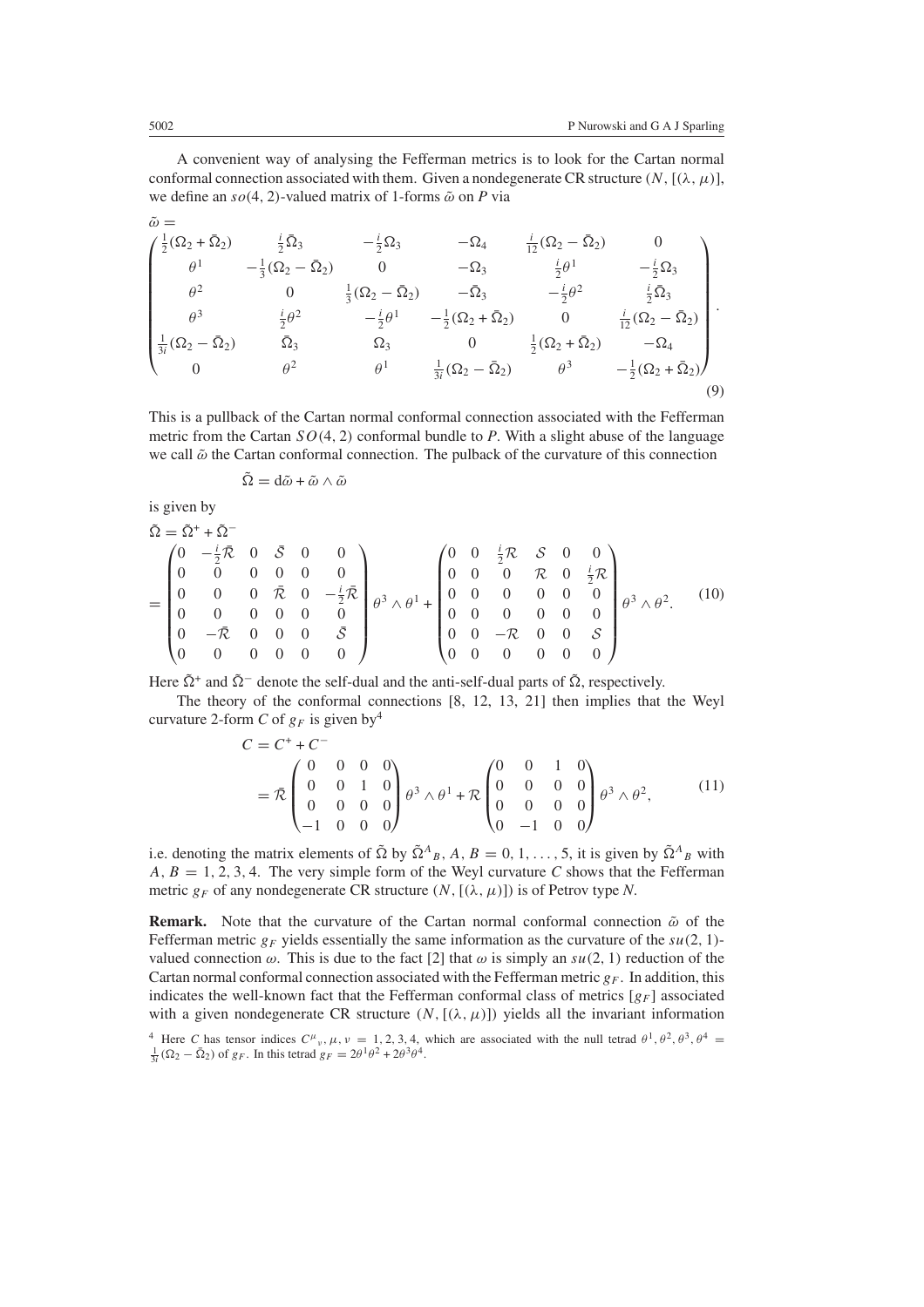A convenient way of analysing the Fefferman metrics is to look for the Cartan normal conformal connection associated with them. Given a nondegenerate CR structure $(N, [(\lambda, \mu)]$, we define an $so(4,2)$-valued matrix of 1-forms $\tilde{\omega}$ on $P$ via

$$
\tilde{\omega} = \begin{pmatrix}
\frac{1}{2}(\Omega_2 + \bar{\Omega}_2) & \frac{i}{2}\bar{\Omega}_3 & -\frac{i}{2}\Omega_3 & -\Omega_4 & \frac{i}{12}(\Omega_2 - \bar{\Omega}_2) & 0 \\
\theta^1 & -\frac{1}{3}(\Omega_2 - \bar{\Omega}_2) & 0 & -\Omega_3 & \frac{i}{2}\theta^1 & -\frac{i}{2}\Omega_3 \\
\theta^2 & 0 & \frac{1}{3}(\Omega_2 - \bar{\Omega}_2) & -\bar{\Omega}_3 & -\frac{i}{2}\theta^2 & \frac{i}{2}\bar{\Omega}_3 \\
\theta^3 & \frac{i}{2}\theta^2 & -\frac{i}{2}\theta^1 & -\frac{1}{2}(\Omega_2 + \bar{\Omega}_2) & 0 & \frac{i}{12}(\Omega_2 - \bar{\Omega}_2) \\
\frac{1}{3i}(\Omega_2 - \bar{\Omega}_2) & \bar{\Omega}_3 & \Omega_3 & 0 & \frac{1}{2}(\Omega_2 + \bar{\Omega}_2) & -\Omega_4 \\
0 & \theta^2 & \theta^1 & \frac{1}{3i}(\Omega_2 - \bar{\Omega}_2) & \theta^3 & -\frac{1}{2}(\Omega_2 + \bar{\Omega}_2)
\end{pmatrix}. \tag{9}
$$

This is a pullback of the Cartan normal conformal connection associated with the Fefferman metric from the Cartan $SO(4,2)$ conformal bundle to $P$. With a slight abuse of the language we call $\tilde{\omega}$ the Cartan conformal connection. The pullback of the curvature of this connection

$$
\tilde{\Omega} = d\tilde{\omega} + \tilde{\omega} \wedge \tilde{\omega}
$$

is given by

$$
\begin{aligned}
\tilde{\Omega} &= \tilde{\Omega}^+ + \tilde{\Omega}^- \\
&= \begin{pmatrix}
0 & -\frac{i}{2}\bar{\mathcal{R}} & 0 & \bar{\mathcal{S}} & 0 & 0 \\
0 & 0 & 0 & 0 & 0 & 0 \\
0 & 0 & 0 & \bar{\mathcal{R}} & 0 & -\frac{i}{2}\bar{\mathcal{R}} \\
0 & 0 & 0 & 0 & 0 & 0 \\
0 & -\bar{\mathcal{R}} & 0 & 0 & 0 & \bar{\mathcal{S}} \\
0 & 0 & 0 & 0 & 0 & 0
\end{pmatrix} \theta^3 \wedge \theta^1 + \begin{pmatrix}
0 & 0 & \frac{i}{2}\mathcal{R} & \mathcal{S} & 0 & 0 \\
0 & 0 & 0 & \mathcal{R} & 0 & \frac{i}{2}\mathcal{R} \\
0 & 0 & 0 & 0 & 0 & 0 \\
0 & 0 & 0 & 0 & 0 & 0 \\
0 & 0 & -\mathcal{R} & 0 & 0 & \mathcal{S} \\
0 & 0 & 0 & 0 & 0 & 0
\end{pmatrix} \theta^3 \wedge \theta^2.
\end{aligned} \tag{10}
$$

Here $\tilde{\Omega}^+$ and $\tilde{\Omega}^-$ denote the self-dual and the anti-self-dual parts of $\tilde{\Omega}$, respectively.

The theory of the conformal connections [8, 12, 13, 21] then implies that the Weyl curvature 2-form $C$ of $g_F$ is given by[4]

$$
\begin{aligned}
C &= C^+ + C^- \\
&= \bar{\mathcal{R}} \begin{pmatrix}
0 & 0 & 0 & 0 \\
0 & 0 & 1 & 0 \\
0 & 0 & 0 & 0 \\
-1 & 0 & 0 & 0
\end{pmatrix} \theta^3 \wedge \theta^1 + \mathcal{R} \begin{pmatrix}
0 & 0 & 1 & 0 \\
0 & 0 & 0 & 0 \\
0 & 0 & 0 & 0 \\
0 & -1 & 0 & 0
\end{pmatrix} \theta^3 \wedge \theta^2,
\end{aligned} \tag{11}
$$

i.e. denoting the matrix elements of $\tilde{\Omega}$ by $\tilde{\Omega}^A{}_B$, $A, B = 0, 1, \ldots, 5$, it is given by $\tilde{\Omega}^A{}_B$ with $A, B = 1, 2, 3, 4$. The very simple form of the Weyl curvature $C$ shows that the Fefferman metric $g_F$ of any nondegenerate CR structure $(N, [(\lambda, \mu)])$ is of Petrov type $N$.

**Remark.** Note that the curvature of the Cartan normal conformal connection $\tilde{\omega}$ of the Fefferman metric $g_F$ yields essentially the same information as the curvature of the $su(2,1)$-valued connection $\omega$. This is due to the fact [2] that $\omega$ is simply an $su(2,1)$ reduction of the Cartan normal conformal connection associated with the Fefferman metric $g_F$. In addition, this indicates the well-known fact that the Fefferman conformal class of metrics $[g_F]$ associated with a given nondegenerate CR structure $(N, [(\lambda, \mu)])$ yields all the invariant information

[4] Here $C$ has tensor indices $C^\mu{}_\nu$, $\mu, \nu = 1, 2, 3, 4$, which are associated with the null tetrad $\theta^1, \theta^2, \theta^3, \theta^4 = \frac{1}{3i}(\Omega_2 - \bar{\Omega}_2)$ of $g_F$. In this tetrad $g_F = 2\theta^1\theta^2 + 2\theta^3\theta^4$.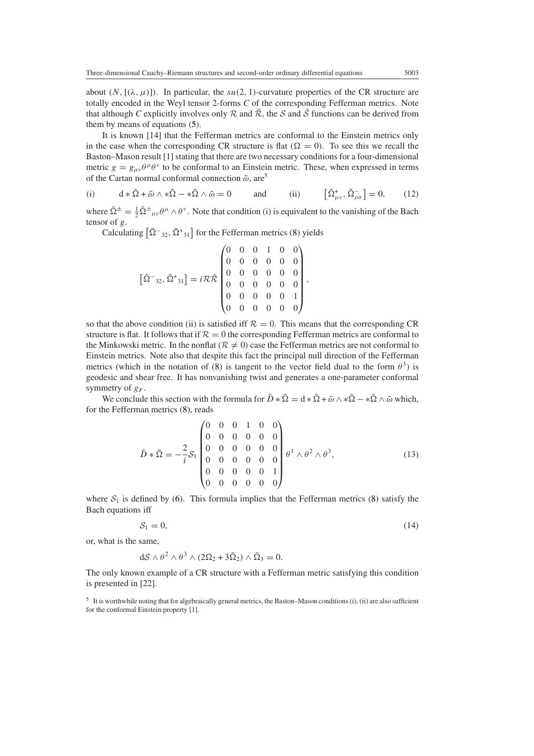about $(N, [(\lambda, \mu)])$. In particular, the $su(2,1)$-curvature properties of the CR structure are totally encoded in the Weyl tensor 2-forms $C$ of the corresponding Fefferman metrics. Note that although $C$ explicitly involves only $\mathcal{R}$ and $\bar{\mathcal{R}}$, the $\mathcal{S}$ and $\bar{\mathcal{S}}$ functions can be derived from them by means of equations (5).

It is known [14] that the Fefferman metrics are conformal to the Einstein metrics only in the case when the corresponding CR structure is flat ($\Omega = 0$). To see this we recall the Baston–Mason result [1] stating that there are two necessary conditions for a four-dimensional metric $g = g_{\mu\nu}\theta^\mu\theta^\nu$ to be conformal to an Einstein metric. These, when expressed in terms of the Cartan normal conformal connection $\tilde{\omega}$, are[5]

$$\text{(i)} \qquad \mathrm{d} * \tilde{\Omega} + \tilde{\omega} \wedge *\tilde{\Omega} - *\tilde{\Omega} \wedge \tilde{\omega} = 0 \qquad \text{and} \qquad \text{(ii)} \qquad \left[\tilde{\Omega}^+_{\mu\nu}, \tilde{\Omega}^-_{\rho\sigma}\right] = 0, \tag{12}$$

where $\tilde{\Omega}^\pm = \frac{1}{2}\tilde{\Omega}^\pm{}_{\mu\nu}\theta^\mu \wedge \theta^\nu$. Note that condition (i) is equivalent to the vanishing of the Bach tensor of $g$.

Calculating $\left[\tilde{\Omega}^-{}_{32}, \tilde{\Omega}^+{}_{31}\right]$ for the Fefferman metrics (8) yields

$$\left[\tilde{\Omega}^-{}_{32}, \tilde{\Omega}^+{}_{31}\right] = i\mathcal{R}\bar{\mathcal{R}} \begin{pmatrix} 0 & 0 & 0 & 1 & 0 & 0 \\ 0 & 0 & 0 & 0 & 0 & 0 \\ 0 & 0 & 0 & 0 & 0 & 0 \\ 0 & 0 & 0 & 0 & 0 & 0 \\ 0 & 0 & 0 & 0 & 0 & 1 \\ 0 & 0 & 0 & 0 & 0 & 0 \end{pmatrix},$$

so that the above condition (ii) is satisfied iff $\mathcal{R} = 0$. This means that the corresponding CR structure is flat. It follows that if $\mathcal{R} = 0$ the corresponding Fefferman metrics are conformal to the Minkowski metric. In the nonflat ($\mathcal{R} \neq 0$) case the Fefferman metrics are not conformal to Einstein metrics. Note also that despite this fact the principal null direction of the Fefferman metrics (which in the notation of (8) is tangent to the vector field dual to the form $\theta^3$) is geodesic and shear free. It has nonvanishing twist and generates a one-parameter conformal symmetry of $g_F$.

We conclude this section with the formula for $\tilde{D} * \tilde{\Omega} = \mathrm{d} * \tilde{\Omega} + \tilde{\omega} \wedge *\tilde{\Omega} - *\tilde{\Omega} \wedge \tilde{\omega}$ which, for the Fefferman metrics (8), reads

$$\tilde{D} * \tilde{\Omega} = -\frac{2}{i}\mathcal{S}_1 \begin{pmatrix} 0 & 0 & 0 & 1 & 0 & 0 \\ 0 & 0 & 0 & 0 & 0 & 0 \\ 0 & 0 & 0 & 0 & 0 & 0 \\ 0 & 0 & 0 & 0 & 0 & 0 \\ 0 & 0 & 0 & 0 & 0 & 1 \\ 0 & 0 & 0 & 0 & 0 & 0 \end{pmatrix} \theta^1 \wedge \theta^2 \wedge \theta^3, \tag{13}$$

where $\mathcal{S}_1$ is defined by (6). This formula implies that the Fefferman metrics (8) satisfy the Bach equations iff

$$\mathcal{S}_1 = 0, \tag{14}$$

or, what is the same,

$$\mathrm{d}\mathcal{S} \wedge \theta^2 \wedge \theta^3 \wedge (2\Omega_2 + 3\bar{\Omega}_2) \wedge \bar{\Omega}_3 = 0.$$

The only known example of a CR structure with a Fefferman metric satisfying this condition is presented in [22].

[5] It is worthwhile noting that for algebraically general metrics, the Baston–Mason conditions (i), (ii) are also sufficient for the conformal Einstein property [1].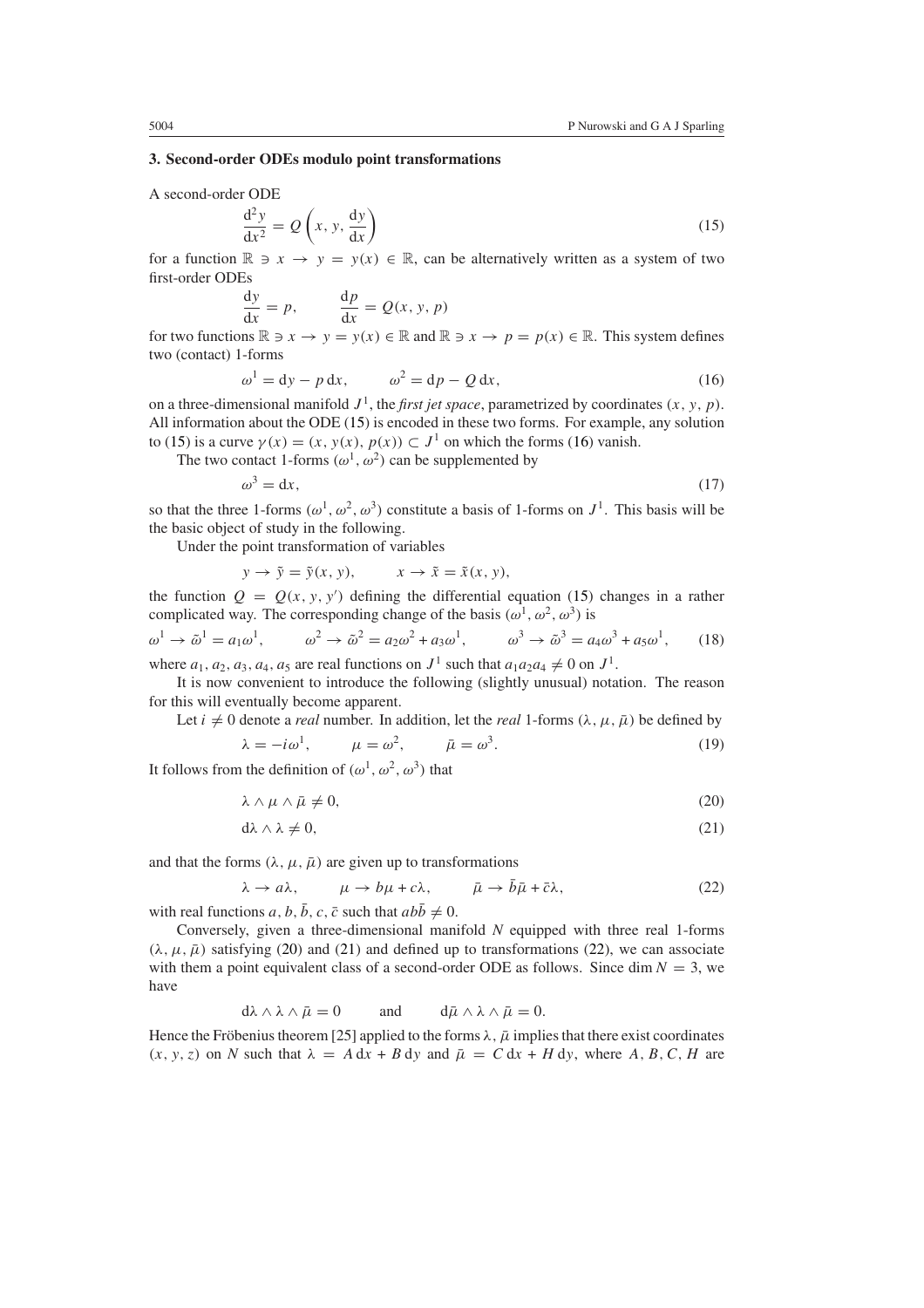### 3. Second-order ODEs modulo point transformations

A second-order ODE

$$\frac{\mathrm{d}^2 y}{\mathrm{d}x^2} = Q\left(x, y, \frac{\mathrm{d}y}{\mathrm{d}x}\right) \tag{15}$$

for a function $\mathbb{R} \ni x \to y = y(x) \in \mathbb{R}$, can be alternatively written as a system of two first-order ODEs

$$\frac{\mathrm{d}y}{\mathrm{d}x} = p, \qquad \frac{\mathrm{d}p}{\mathrm{d}x} = Q(x, y, p)$$

for two functions $\mathbb{R} \ni x \to y = y(x) \in \mathbb{R}$ and $\mathbb{R} \ni x \to p = p(x) \in \mathbb{R}$. This system defines two (contact) 1-forms

$$\omega^1 = \mathrm{d}y - p\,\mathrm{d}x, \qquad \omega^2 = \mathrm{d}p - Q\,\mathrm{d}x, \tag{16}$$

on a three-dimensional manifold $J^1$, the *first jet space*, parametrized by coordinates $(x, y, p)$. All information about the ODE (15) is encoded in these two forms. For example, any solution to (15) is a curve $\gamma(x) = (x, y(x), p(x)) \subset J^1$ on which the forms (16) vanish.

The two contact 1-forms $(\omega^1, \omega^2)$ can be supplemented by

$$\omega^3 = \mathrm{d}x, \tag{17}$$

so that the three 1-forms $(\omega^1, \omega^2, \omega^3)$ constitute a basis of 1-forms on $J^1$. This basis will be the basic object of study in the following.

Under the point transformation of variables

$$y \to \tilde{y} = \tilde{y}(x, y), \qquad x \to \tilde{x} = \tilde{x}(x, y),$$

the function $Q = Q(x, y, y')$ defining the differential equation (15) changes in a rather complicated way. The corresponding change of the basis $(\omega^1, \omega^2, \omega^3)$ is

$$\omega^1 \to \tilde{\omega}^1 = a_1\omega^1, \qquad \omega^2 \to \tilde{\omega}^2 = a_2\omega^2 + a_3\omega^1, \qquad \omega^3 \to \tilde{\omega}^3 = a_4\omega^3 + a_5\omega^1, \tag{18}$$

where $a_1, a_2, a_3, a_4, a_5$ are real functions on $J^1$ such that $a_1 a_2 a_4 \neq 0$ on $J^1$.

It is now convenient to introduce the following (slightly unusual) notation. The reason for this will eventually become apparent.

Let $i \neq 0$ denote a *real* number. In addition, let the *real* 1-forms $(\lambda, \mu, \bar{\mu})$ be defined by

$$\lambda = -i\omega^1, \qquad \mu = \omega^2, \qquad \bar{\mu} = \omega^3. \tag{19}$$

It follows from the definition of $(\omega^1, \omega^2, \omega^3)$ that

$$\lambda \wedge \mu \wedge \bar{\mu} \neq 0, \tag{20}$$

$$\mathrm{d}\lambda \wedge \lambda \neq 0, \tag{21}$$

and that the forms $(\lambda, \mu, \bar{\mu})$ are given up to transformations

$$\lambda \to a\lambda, \qquad \mu \to b\mu + c\lambda, \qquad \bar{\mu} \to \bar{b}\bar{\mu} + \bar{c}\lambda, \tag{22}$$

with real functions $a, b, \bar{b}, c, \bar{c}$ such that $ab\bar{b} \neq 0$.

Conversely, given a three-dimensional manifold $N$ equipped with three real 1-forms $(\lambda, \mu, \bar{\mu})$ satisfying (20) and (21) and defined up to transformations (22), we can associate with them a point equivalent class of a second-order ODE as follows. Since $\dim N = 3$, we have

$$\mathrm{d}\lambda \wedge \lambda \wedge \bar{\mu} = 0 \qquad \text{and} \qquad \mathrm{d}\bar{\mu} \wedge \lambda \wedge \bar{\mu} = 0.$$

Hence the Fröbenius theorem [25] applied to the forms $\lambda, \bar{\mu}$ implies that there exist coordinates $(x, y, z)$ on $N$ such that $\lambda = A\,\mathrm{d}x + B\,\mathrm{d}y$ and $\bar{\mu} = C\,\mathrm{d}x + H\,\mathrm{d}y$, where $A, B, C, H$ are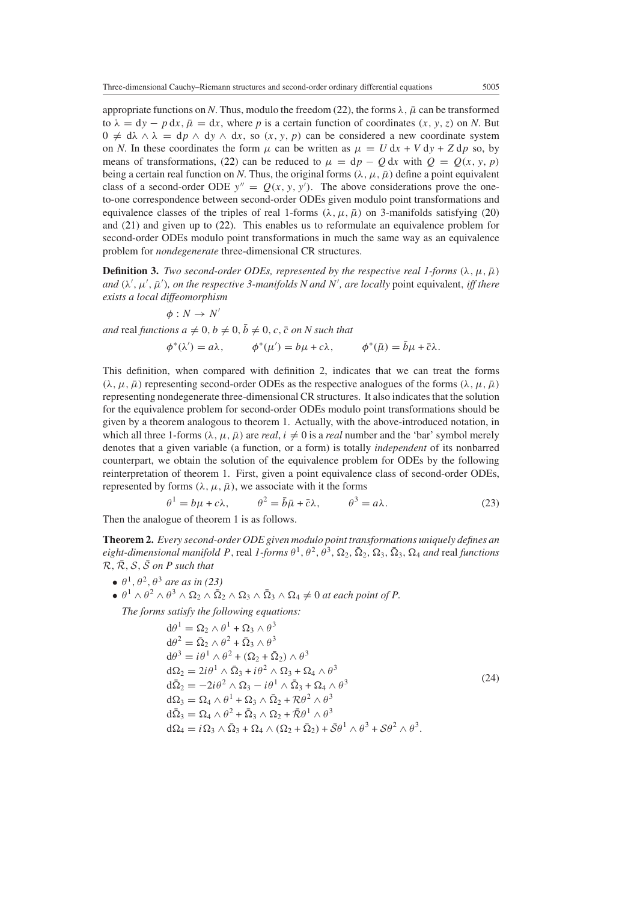appropriate functions on $N$. Thus, modulo the freedom (22), the forms $\lambda$, $\bar{\mu}$ can be transformed to $\lambda = \mathrm{d}y - p\,\mathrm{d}x$, $\bar{\mu} = \mathrm{d}x$, where $p$ is a certain function of coordinates $(x, y, z)$ on $N$. But $0 \neq \mathrm{d}\lambda \wedge \lambda = \mathrm{d}p \wedge \mathrm{d}y \wedge \mathrm{d}x$, so $(x, y, p)$ can be considered a new coordinate system on $N$. In these coordinates the form $\mu$ can be written as $\mu = U\,\mathrm{d}x + V\,\mathrm{d}y + Z\,\mathrm{d}p$ so, by means of transformations, (22) can be reduced to $\mu = \mathrm{d}p - Q\,\mathrm{d}x$ with $Q = Q(x, y, p)$ being a certain real function on $N$. Thus, the original forms $(\lambda, \mu, \bar{\mu})$ define a point equivalent class of a second-order ODE $y'' = Q(x, y, y')$. The above considerations prove the one-to-one correspondence between second-order ODEs given modulo point transformations and equivalence classes of the triples of real 1-forms $(\lambda, \mu, \bar{\mu})$ on 3-manifolds satisfying (20) and (21) and given up to (22). This enables us to reformulate an equivalence problem for second-order ODEs modulo point transformations in much the same way as an equivalence problem for *nondegenerate* three-dimensional CR structures.

**Definition 3.** *Two second-order ODEs, represented by the respective real 1-forms* $(\lambda, \mu, \bar{\mu})$ *and* $(\lambda', \mu', \bar{\mu}')$*, on the respective 3-manifolds* $N$ *and* $N'$*, are locally* point equivalent, *iff there exists a local diffeomorphism*

$$\phi : N \to N'$$

*and* real *functions* $a \neq 0, b \neq 0, \bar{b} \neq 0, c, \bar{c}$ *on* $N$ *such that*

$$\phi^*(\lambda') = a\lambda, \qquad \phi^*(\mu') = b\mu + c\lambda, \qquad \phi^*(\bar{\mu}) = \bar{b}\mu + \bar{c}\lambda.$$

This definition, when compared with definition 2, indicates that we can treat the forms $(\lambda, \mu, \bar{\mu})$ representing second-order ODEs as the respective analogues of the forms $(\lambda, \mu, \bar{\mu})$ representing nondegenerate three-dimensional CR structures. It also indicates that the solution for the equivalence problem for second-order ODEs modulo point transformations should be given by a theorem analogous to theorem 1. Actually, with the above-introduced notation, in which all three 1-forms $(\lambda, \mu, \bar{\mu})$ are *real*, $i \neq 0$ is a *real* number and the 'bar' symbol merely denotes that a given variable (a function, or a form) is totally *independent* of its nonbarred counterpart, we obtain the solution of the equivalence problem for ODEs by the following reinterpretation of theorem 1. First, given a point equivalence class of second-order ODEs, represented by forms $(\lambda, \mu, \bar{\mu})$, we associate with it the forms

$$\theta^1 = b\mu + c\lambda, \qquad \theta^2 = \bar{b}\bar{\mu} + \bar{c}\lambda, \qquad \theta^3 = a\lambda. \tag{23}$$

Then the analogue of theorem 1 is as follows.

**Theorem 2.** *Every second-order ODE given modulo point transformations uniquely defines an eight-dimensional manifold* $P$, real *1-forms* $\theta^1, \theta^2, \theta^3, \Omega_2, \bar{\Omega}_2, \Omega_3, \bar{\Omega}_3, \Omega_4$ *and* real *functions* $\mathcal{R}, \bar{\mathcal{R}}, \mathcal{S}, \bar{\mathcal{S}}$ *on* $P$ *such that*

- $\theta^1, \theta^2, \theta^3$ *are as in (23)*
- $\theta^1 \wedge \theta^2 \wedge \theta^3 \wedge \Omega_2 \wedge \bar{\Omega}_2 \wedge \Omega_3 \wedge \bar{\Omega}_3 \wedge \Omega_4 \neq 0$ *at each point of* $P$.

*The forms satisfy the following equations:*

$$\begin{aligned}
\mathrm{d}\theta^1 &= \Omega_2 \wedge \theta^1 + \Omega_3 \wedge \theta^3 \\
\mathrm{d}\theta^2 &= \bar{\Omega}_2 \wedge \theta^2 + \bar{\Omega}_3 \wedge \theta^3 \\
\mathrm{d}\theta^3 &= i\theta^1 \wedge \theta^2 + (\Omega_2 + \bar{\Omega}_2) \wedge \theta^3 \\
\mathrm{d}\Omega_2 &= 2i\theta^1 \wedge \bar{\Omega}_3 + i\theta^2 \wedge \Omega_3 + \Omega_4 \wedge \theta^3 \\
\mathrm{d}\bar{\Omega}_2 &= -2i\theta^2 \wedge \Omega_3 - i\theta^1 \wedge \bar{\Omega}_3 + \Omega_4 \wedge \theta^3 \\
\mathrm{d}\Omega_3 &= \Omega_4 \wedge \theta^1 + \Omega_3 \wedge \bar{\Omega}_2 + \mathcal{R}\theta^2 \wedge \theta^3 \\
\mathrm{d}\bar{\Omega}_3 &= \Omega_4 \wedge \theta^2 + \bar{\Omega}_3 \wedge \Omega_2 + \bar{\mathcal{R}}\theta^1 \wedge \theta^3 \\
\mathrm{d}\Omega_4 &= i\Omega_3 \wedge \bar{\Omega}_3 + \Omega_4 \wedge (\Omega_2 + \bar{\Omega}_2) + \bar{\mathcal{S}}\theta^1 \wedge \theta^3 + \mathcal{S}\theta^2 \wedge \theta^3.
\end{aligned} \tag{24}$$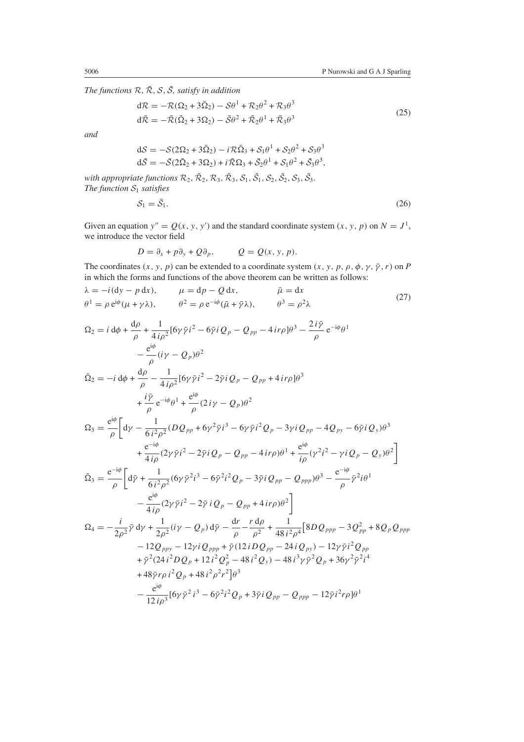*The functions $\mathcal{R}, \bar{\mathcal{R}}, \mathcal{S}, \bar{\mathcal{S}}$, satisfy in addition*

$$
\begin{aligned}
\mathrm{d}\mathcal{R} &= -\mathcal{R}(\Omega_2 + 3\bar{\Omega}_2) - \mathcal{S}\theta^1 + \mathcal{R}_2\theta^2 + \mathcal{R}_3\theta^3 \\
\mathrm{d}\bar{\mathcal{R}} &= -\bar{\mathcal{R}}(\bar{\Omega}_2 + 3\Omega_2) - \bar{\mathcal{S}}\theta^2 + \bar{\mathcal{R}}_2\theta^1 + \bar{\mathcal{R}}_3\theta^3
\end{aligned}
\tag{25}
$$

*and*

$$
\begin{aligned}
\mathrm{d}\mathcal{S} &= -\mathcal{S}(2\Omega_2 + 3\bar{\Omega}_2) - i\mathcal{R}\bar{\Omega}_3 + \mathcal{S}_1\theta^1 + \mathcal{S}_2\theta^2 + \mathcal{S}_3\theta^3 \\
\mathrm{d}\bar{\mathcal{S}} &= -\bar{\mathcal{S}}(2\bar{\Omega}_2 + 3\Omega_2) + i\bar{\mathcal{R}}\Omega_3 + \bar{\mathcal{S}}_2\theta^1 + \mathcal{S}_1\theta^2 + \bar{\mathcal{S}}_3\theta^3,
\end{aligned}
$$

*with appropriate functions $\mathcal{R}_2, \bar{\mathcal{R}}_2, \mathcal{R}_3, \bar{\mathcal{R}}_3, \mathcal{S}_1, \bar{\mathcal{S}}_1, \mathcal{S}_2, \bar{\mathcal{S}}_2, \mathcal{S}_3, \bar{\mathcal{S}}_3$.*
*The function $\mathcal{S}_1$ satisfies*

$$
\mathcal{S}_1 = \bar{\mathcal{S}}_1. \tag{26}
$$

Given an equation $y'' = Q(x, y, y')$ and the standard coordinate system $(x, y, p)$ on $N = J^1$, we introduce the vector field

$$
D = \partial_x + p\partial_y + Q\partial_p, \qquad Q = Q(x, y, p).
$$

The coordinates $(x, y, p)$ can be extended to a coordinate system $(x, y, p, \rho, \phi, \gamma, \bar{\gamma}, r)$ on $P$ in which the forms and functions of the above theorem can be written as follows:

$$
\begin{aligned}
&\lambda = -i(\mathrm{d}y - p\,\mathrm{d}x), \qquad \mu = \mathrm{d}p - Q\,\mathrm{d}x, \qquad \bar{\mu} = \mathrm{d}x \\
&\theta^1 = \rho\,\mathrm{e}^{\mathrm{i}\phi}(\mu + \gamma\lambda), \qquad \theta^2 = \rho\,\mathrm{e}^{-\mathrm{i}\phi}(\bar{\mu} + \bar{\gamma}\lambda), \qquad \theta^3 = \rho^2\lambda
\end{aligned}
\tag{27}
$$

$$
\begin{aligned}
\Omega_2 = {}& i\,\mathrm{d}\phi + \frac{\mathrm{d}\rho}{\rho} + \frac{1}{4i\rho^2}[6\gamma\bar{\gamma}i^2 - 6\bar{\gamma}iQ_p - Q_{pp} - 4ir\rho]\theta^3 - \frac{2i\bar{\gamma}}{\rho}\,\mathrm{e}^{-\mathrm{i}\phi}\theta^1 \\
& - \frac{\mathrm{e}^{\mathrm{i}\phi}}{\rho}(i\gamma - Q_p)\theta^2 \\
\bar{\Omega}_2 = {}& -i\,\mathrm{d}\phi + \frac{\mathrm{d}\rho}{\rho} - \frac{1}{4i\rho^2}[6\gamma\bar{\gamma}i^2 - 2\bar{\gamma}iQ_p - Q_{pp} + 4ir\rho]\theta^3 \\
& + \frac{i\bar{\gamma}}{\rho}\,\mathrm{e}^{-\mathrm{i}\phi}\theta^1 + \frac{\mathrm{e}^{\mathrm{i}\phi}}{\rho}(2i\gamma - Q_p)\theta^2 \\
\Omega_3 = {}& \frac{\mathrm{e}^{\mathrm{i}\phi}}{\rho}\bigg[\mathrm{d}\gamma - \frac{1}{6i^2\rho^2}(DQ_{pp} + 6\gamma^2\bar{\gamma}i^3 - 6\gamma\bar{\gamma}i^2Q_p - 3\gamma iQ_{pp} - 4Q_{py} - 6\bar{\gamma}iQ_y)\theta^3 \\
& + \frac{\mathrm{e}^{-\mathrm{i}\phi}}{4i\rho}(2\gamma\bar{\gamma}i^2 - 2\bar{\gamma}iQ_p - Q_{pp} - 4ir\rho)\theta^1 + \frac{\mathrm{e}^{\mathrm{i}\phi}}{i\rho}(\gamma^2i^2 - \gamma iQ_p - Q_y)\theta^2\bigg] \\
\bar{\Omega}_3 = {}& \frac{\mathrm{e}^{-\mathrm{i}\phi}}{\rho}\bigg[\mathrm{d}\bar{\gamma} + \frac{1}{6i^2\rho^2}(6\gamma\bar{\gamma}^2i^3 - 6\bar{\gamma}^2i^2Q_p - 3\bar{\gamma}iQ_{pp} - Q_{ppp})\theta^3 - \frac{\mathrm{e}^{-\mathrm{i}\phi}}{\rho}\bar{\gamma}^2i\theta^1 \\
& - \frac{\mathrm{e}^{\mathrm{i}\phi}}{4i\rho}(2\gamma\bar{\gamma}i^2 - 2\bar{\gamma}\,iQ_p - Q_{pp} + 4ir\rho)\theta^2\bigg] \\
\Omega_4 = {}& -\frac{i}{2\rho^2}\bar{\gamma}\,\mathrm{d}\gamma + \frac{1}{2\rho^2}(i\gamma - Q_p)\,\mathrm{d}\bar{\gamma} - \frac{\mathrm{d}r}{\rho} - \frac{r\,\mathrm{d}\rho}{\rho^2} + \frac{1}{48i^2\rho^4}\big[8DQ_{ppp} - 3Q_{pp}^2 + 8Q_pQ_{ppp} \\
& - 12Q_{ppy} - 12\gamma iQ_{ppp} + \bar{\gamma}(12iDQ_{pp} - 24iQ_{py}) - 12\gamma\bar{\gamma}i^2Q_{pp} \\
& + \bar{\gamma}^2(24i^2DQ_p + 12i^2Q_p^2 - 48i^2Q_y) - 48i^3\gamma\bar{\gamma}^2Q_p + 36\gamma^2\bar{\gamma}^2i^4 \\
& + 48\bar{\gamma}r\rho i^2Q_p + 48i^2\rho^2r^2\big]\theta^3 \\
& - \frac{\mathrm{e}^{\mathrm{i}\phi}}{12i\rho^3}[6\gamma\bar{\gamma}^2i^3 - 6\bar{\gamma}^2i^2Q_p + 3\bar{\gamma}iQ_{pp} - Q_{ppp} - 12\bar{\gamma}i^2r\rho]\theta^1
\end{aligned}
$$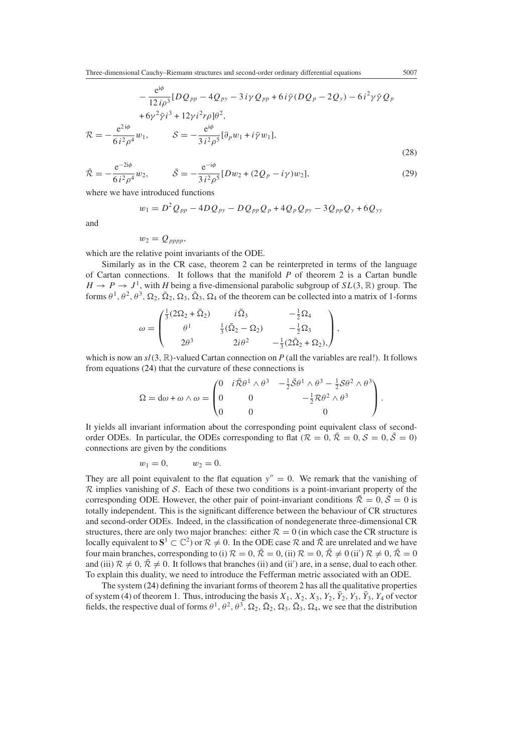$$
\begin{aligned}
&- \frac{e^{i\phi}}{12 i \rho^3}[DQ_{pp} - 4Q_{py} - 3i\gamma Q_{pp} + 6i\bar{\gamma}(DQ_p - 2Q_y) - 6i^2\gamma\bar{\gamma}Q_p \\
&+ 6\gamma^2\bar{\gamma}i^3 + 12\gamma i^2 r\rho]\theta^2,
\end{aligned}
$$

$$
\mathcal{R} = -\frac{e^{2i\phi}}{6i^2\rho^4}w_1, \qquad \mathcal{S} = -\frac{e^{i\phi}}{3i^2\rho^5}[\partial_p w_1 + i\bar{\gamma}w_1], \tag{28}
$$

$$
\bar{\mathcal{R}} = -\frac{e^{-2i\phi}}{6i^2\rho^4}w_2, \qquad \bar{\mathcal{S}} = -\frac{e^{-i\phi}}{3i^2\rho^5}[Dw_2 + (2Q_p - i\gamma)w_2], \tag{29}
$$

where we have introduced functions

$$
w_1 = D^2 Q_{pp} - 4DQ_{py} - DQ_{pp}Q_p + 4Q_pQ_{py} - 3Q_{pp}Q_y + 6Q_{yy}
$$

and

$$
w_2 = Q_{pppp},
$$

which are the relative point invariants of the ODE.

Similarly as in the CR case, theorem 2 can be reinterpreted in terms of the language of Cartan connections. It follows that the manifold $P$ of theorem 2 is a Cartan bundle $H \to P \to J^1$, with $H$ being a five-dimensional parabolic subgroup of $SL(3,\mathbb{R})$ group. The forms $\theta^1, \theta^2, \theta^3, \Omega_2, \bar{\Omega}_2, \Omega_3, \bar{\Omega}_3, \Omega_4$ of the theorem can be collected into a matrix of 1-forms

$$
\omega = \begin{pmatrix} \frac{1}{3}(2\Omega_2 + \bar{\Omega}_2) & i\bar{\Omega}_3 & -\frac{1}{2}\Omega_4 \\ \theta^1 & \frac{1}{3}(\bar{\Omega}_2 - \Omega_2) & -\frac{1}{2}\Omega_3 \\ 2\theta^3 & 2i\theta^2 & -\frac{1}{3}(2\bar{\Omega}_2 + \Omega_2), \end{pmatrix},
$$

which is now an $sl(3,\mathbb{R})$-valued Cartan connection on $P$ (all the variables are real!). It follows from equations (24) that the curvature of these connections is

$$
\Omega = d\omega + \omega \wedge \omega = \begin{pmatrix} 0 & i\bar{\mathcal{R}}\theta^1 \wedge \theta^3 & -\frac{1}{2}\bar{\mathcal{S}}\theta^1 \wedge \theta^3 - \frac{1}{2}\mathcal{S}\theta^2 \wedge \theta^3 \\ 0 & 0 & -\frac{1}{2}\mathcal{R}\theta^2 \wedge \theta^3 \\ 0 & 0 & 0 \end{pmatrix}.
$$

It yields all invariant information about the corresponding point equivalent class of second-order ODEs. In particular, the ODEs corresponding to flat ($\mathcal{R} = 0, \bar{\mathcal{R}} = 0, \mathcal{S} = 0, \bar{\mathcal{S}} = 0$) connections are given by the conditions

$$
w_1 = 0, \qquad w_2 = 0.
$$

They are all point equivalent to the flat equation $y'' = 0$. We remark that the vanishing of $\mathcal{R}$ implies vanishing of $\mathcal{S}$. Each of these two conditions is a point-invariant property of the corresponding ODE. However, the other pair of point-invariant conditions $\bar{\mathcal{R}} = 0, \bar{\mathcal{S}} = 0$ is totally independent. This is the significant difference between the behaviour of CR structures and second-order ODEs. Indeed, in the classification of nondegenerate three-dimensional CR structures, there are only two major branches: either $\mathcal{R} = 0$ (in which case the CR structure is locally equivalent to $\mathbf{S}^3 \subset \mathbb{C}^2$) or $\mathcal{R} \neq 0$. In the ODE case $\mathcal{R}$ and $\bar{\mathcal{R}}$ are unrelated and we have four main branches, corresponding to (i) $\mathcal{R} = 0, \bar{\mathcal{R}} = 0$, (ii) $\mathcal{R} = 0, \bar{\mathcal{R}} \neq 0$ (ii′) $\mathcal{R} \neq 0, \bar{\mathcal{R}} = 0$ and (iii) $\mathcal{R} \neq 0, \bar{\mathcal{R}} \neq 0$. It follows that branches (ii) and (ii′) are, in a sense, dual to each other. To explain this duality, we need to introduce the Fefferman metric associated with an ODE.

The system (24) defining the invariant forms of theorem 2 has all the qualitative properties of system (4) of theorem 1. Thus, introducing the basis $X_1, X_2, X_3, Y_2, \bar{Y}_2, Y_3, \bar{Y}_3, Y_4$ of vector fields, the respective dual of forms $\theta^1, \theta^2, \theta^3, \Omega_2, \bar{\Omega}_2, \Omega_3, \bar{\Omega}_3, \Omega_4$, we see that the distribution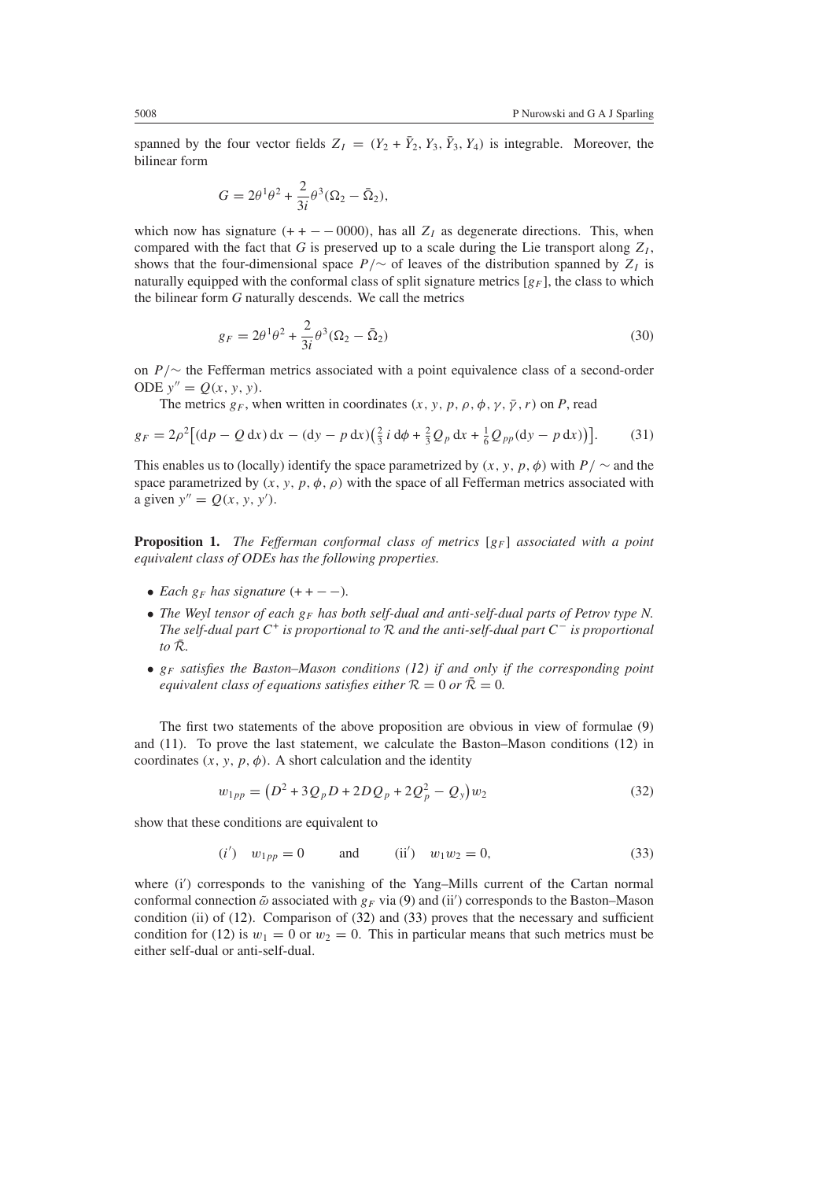spanned by the four vector fields $Z_I = (Y_2 + \bar{Y}_2, Y_3, \bar{Y}_3, Y_4)$ is integrable. Moreover, the bilinear form

$$G = 2\theta^1\theta^2 + \frac{2}{3i}\theta^3(\Omega_2 - \bar{\Omega}_2),$$

which now has signature $(++--0000)$, has all $Z_I$ as degenerate directions. This, when compared with the fact that $G$ is preserved up to a scale during the Lie transport along $Z_I$, shows that the four-dimensional space $P/\sim$ of leaves of the distribution spanned by $Z_I$ is naturally equipped with the conformal class of split signature metrics $[g_F]$, the class to which the bilinear form $G$ naturally descends. We call the metrics

$$g_F = 2\theta^1\theta^2 + \frac{2}{3i}\theta^3(\Omega_2 - \bar{\Omega}_2) \tag{30}$$

on $P/\sim$ the Fefferman metrics associated with a point equivalence class of a second-order ODE $y'' = Q(x, y, y)$.

The metrics $g_F$, when written in coordinates $(x, y, p, \rho, \phi, \gamma, \bar{\gamma}, r)$ on $P$, read

$$g_F = 2\rho^2\big[(\mathrm{d}p - Q\,\mathrm{d}x)\,\mathrm{d}x - (\mathrm{d}y - p\,\mathrm{d}x)\big(\tfrac{2}{3}\,i\,\mathrm{d}\phi + \tfrac{2}{3}Q_p\,\mathrm{d}x + \tfrac{1}{6}Q_{pp}(\mathrm{d}y - p\,\mathrm{d}x)\big)\big]. \tag{31}$$

This enables us to (locally) identify the space parametrized by $(x, y, p, \phi)$ with $P/\sim$ and the space parametrized by $(x, y, p, \phi, \rho)$ with the space of all Fefferman metrics associated with a given $y'' = Q(x, y, y')$.

**Proposition 1.** *The Fefferman conformal class of metrics $[g_F]$ associated with a point equivalent class of ODEs has the following properties.*

- *Each $g_F$ has signature $(++--)$.*
- *The Weyl tensor of each $g_F$ has both self-dual and anti-self-dual parts of Petrov type N. The self-dual part $C^+$ is proportional to $\mathcal{R}$ and the anti-self-dual part $C^-$ is proportional to $\bar{\mathcal{R}}$.*
- *$g_F$ satisfies the Baston–Mason conditions (12) if and only if the corresponding point equivalent class of equations satisfies either $\mathcal{R} = 0$ or $\bar{\mathcal{R}} = 0$.*

The first two statements of the above proposition are obvious in view of formulae (9) and (11). To prove the last statement, we calculate the Baston–Mason conditions (12) in coordinates $(x, y, p, \phi)$. A short calculation and the identity

$$w_{1pp} = \big(D^2 + 3Q_pD + 2DQ_p + 2Q_p^2 - Q_y\big)w_2 \tag{32}$$

show that these conditions are equivalent to

$$(\mathrm{i}') \quad w_{1pp} = 0 \qquad \text{and} \qquad (\mathrm{ii}') \quad w_1w_2 = 0, \tag{33}$$

where (i′) corresponds to the vanishing of the Yang–Mills current of the Cartan normal conformal connection $\tilde{\omega}$ associated with $g_F$ via (9) and (ii′) corresponds to the Baston–Mason condition (ii) of (12). Comparison of (32) and (33) proves that the necessary and sufficient condition for (12) is $w_1 = 0$ or $w_2 = 0$. This in particular means that such metrics must be either self-dual or anti-self-dual.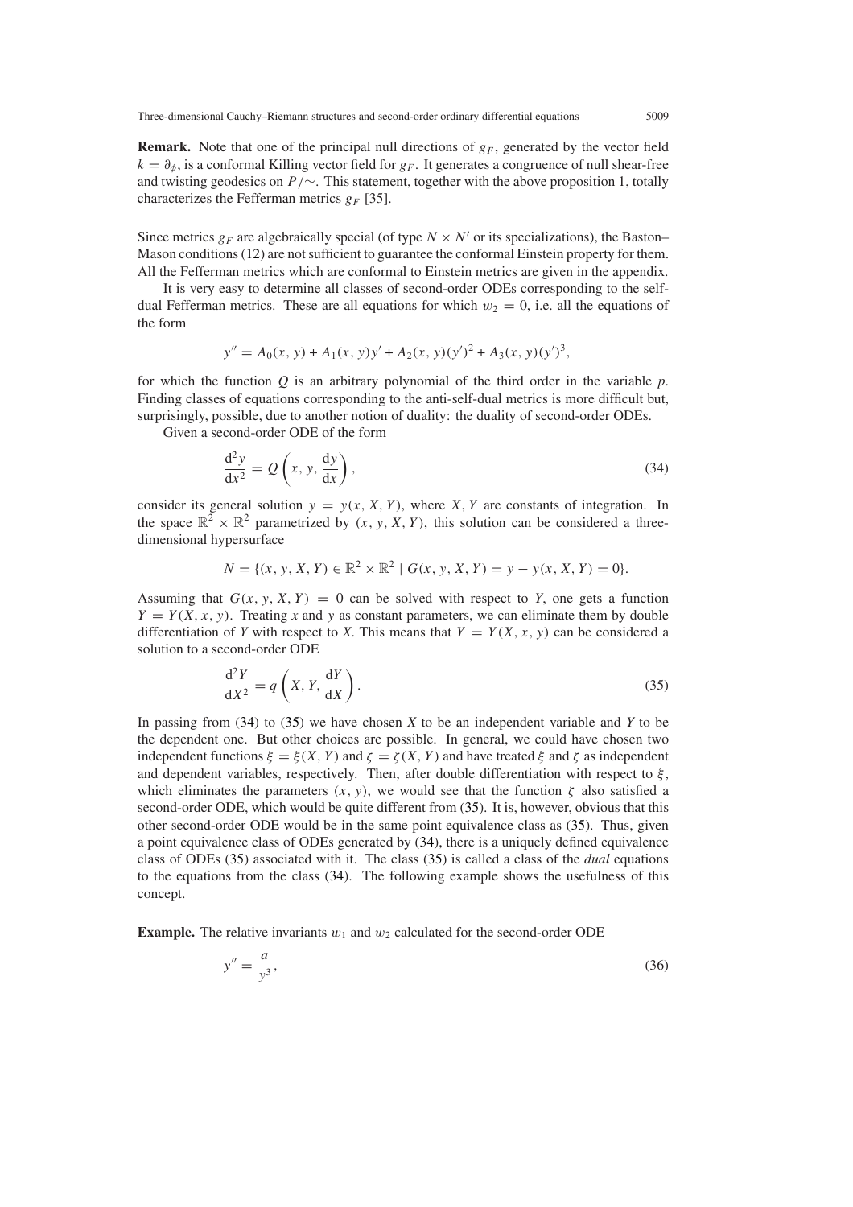**Remark.** Note that one of the principal null directions of $g_F$, generated by the vector field $k = \partial_\phi$, is a conformal Killing vector field for $g_F$. It generates a congruence of null shear-free and twisting geodesics on $P/\sim$. This statement, together with the above proposition 1, totally characterizes the Fefferman metrics $g_F$ [35].

Since metrics $g_F$ are algebraically special (of type $N \times N'$ or its specializations), the Baston–Mason conditions (12) are not sufficient to guarantee the conformal Einstein property for them. All the Fefferman metrics which are conformal to Einstein metrics are given in the appendix.

It is very easy to determine all classes of second-order ODEs corresponding to the self-dual Fefferman metrics. These are all equations for which $w_2 = 0$, i.e. all the equations of the form

$$y'' = A_0(x, y) + A_1(x, y)y' + A_2(x, y)(y')^2 + A_3(x, y)(y')^3,$$

for which the function $Q$ is an arbitrary polynomial of the third order in the variable $p$. Finding classes of equations corresponding to the anti-self-dual metrics is more difficult but, surprisingly, possible, due to another notion of duality: the duality of second-order ODEs.

Given a second-order ODE of the form

$$\frac{\mathrm{d}^2 y}{\mathrm{d}x^2} = Q\left(x, y, \frac{\mathrm{d}y}{\mathrm{d}x}\right), \tag{34}$$

consider its general solution $y = y(x, X, Y)$, where $X, Y$ are constants of integration. In the space $\mathbb{R}^2 \times \mathbb{R}^2$ parametrized by $(x, y, X, Y)$, this solution can be considered a three-dimensional hypersurface

$$N = \{(x, y, X, Y) \in \mathbb{R}^2 \times \mathbb{R}^2 \mid G(x, y, X, Y) = y - y(x, X, Y) = 0\}.$$

Assuming that $G(x, y, X, Y) = 0$ can be solved with respect to $Y$, one gets a function $Y = Y(X, x, y)$. Treating $x$ and $y$ as constant parameters, we can eliminate them by double differentiation of $Y$ with respect to $X$. This means that $Y = Y(X, x, y)$ can be considered a solution to a second-order ODE

$$\frac{\mathrm{d}^2 Y}{\mathrm{d}X^2} = q\left(X, Y, \frac{\mathrm{d}Y}{\mathrm{d}X}\right). \tag{35}$$

In passing from (34) to (35) we have chosen $X$ to be an independent variable and $Y$ to be the dependent one. But other choices are possible. In general, we could have chosen two independent functions $\xi = \xi(X, Y)$ and $\zeta = \zeta(X, Y)$ and have treated $\xi$ and $\zeta$ as independent and dependent variables, respectively. Then, after double differentiation with respect to $\xi$, which eliminates the parameters $(x, y)$, we would see that the function $\zeta$ also satisfied a second-order ODE, which would be quite different from (35). It is, however, obvious that this other second-order ODE would be in the same point equivalence class as (35). Thus, given a point equivalence class of ODEs generated by (34), there is a uniquely defined equivalence class of ODEs (35) associated with it. The class (35) is called a class of the *dual* equations to the equations from the class (34). The following example shows the usefulness of this concept.

**Example.** The relative invariants $w_1$ and $w_2$ calculated for the second-order ODE

$$y'' = \frac{a}{y^3}, \tag{36}$$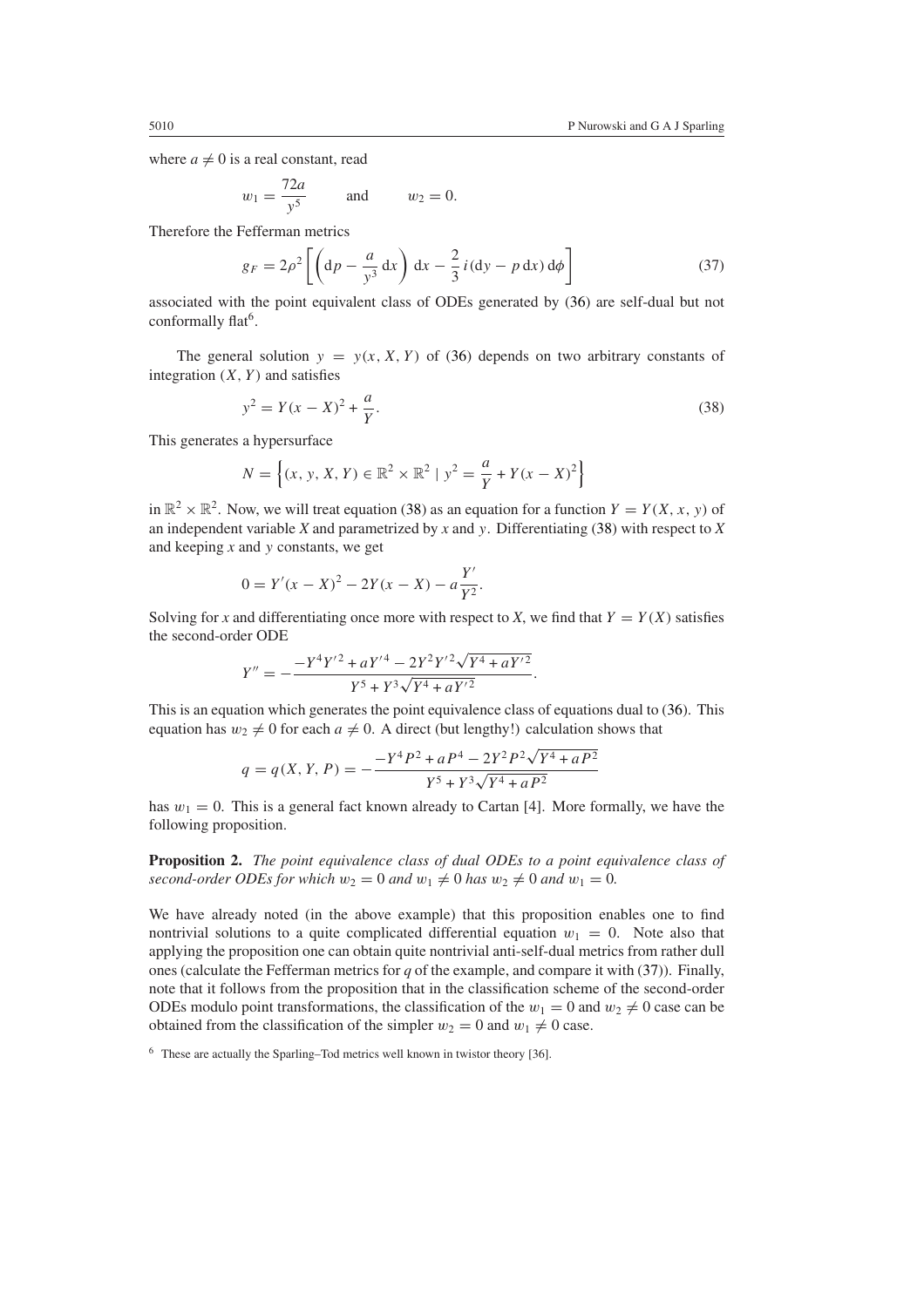where $a \neq 0$ is a real constant, read

$$w_1 = \frac{72a}{y^5} \qquad \text{and} \qquad w_2 = 0.$$

Therefore the Fefferman metrics

$$g_F = 2\rho^2 \left[ \left( \mathrm{d}p - \frac{a}{y^3}\, \mathrm{d}x \right) \mathrm{d}x - \frac{2}{3}\, i(\mathrm{d}y - p\, \mathrm{d}x)\, \mathrm{d}\phi \right] \tag{37}$$

associated with the point equivalent class of ODEs generated by (36) are self-dual but not conformally flat[6].

The general solution $y = y(x, X, Y)$ of (36) depends on two arbitrary constants of integration $(X, Y)$ and satisfies

$$y^2 = Y(x - X)^2 + \frac{a}{Y}. \tag{38}$$

This generates a hypersurface

$$N = \left\{ (x, y, X, Y) \in \mathbb{R}^2 \times \mathbb{R}^2 \mid y^2 = \frac{a}{Y} + Y(x - X)^2 \right\}$$

in $\mathbb{R}^2 \times \mathbb{R}^2$. Now, we will treat equation (38) as an equation for a function $Y = Y(X, x, y)$ of an independent variable $X$ and parametrized by $x$ and $y$. Differentiating (38) with respect to $X$ and keeping $x$ and $y$ constants, we get

$$0 = Y'(x - X)^2 - 2Y(x - X) - a\frac{Y'}{Y^2}.$$

Solving for $x$ and differentiating once more with respect to $X$, we find that $Y = Y(X)$ satisfies the second-order ODE

$$Y'' = -\frac{-Y^4 Y'^2 + aY'^4 - 2Y^2 Y'^2 \sqrt{Y^4 + aY'^2}}{Y^5 + Y^3 \sqrt{Y^4 + aY'^2}}.$$

This is an equation which generates the point equivalence class of equations dual to (36). This equation has $w_2 \neq 0$ for each $a \neq 0$. A direct (but lengthy!) calculation shows that

$$q = q(X, Y, P) = -\frac{-Y^4 P^2 + aP^4 - 2Y^2 P^2 \sqrt{Y^4 + aP^2}}{Y^5 + Y^3 \sqrt{Y^4 + aP^2}}$$

has $w_1 = 0$. This is a general fact known already to Cartan [4]. More formally, we have the following proposition.

**Proposition 2.** *The point equivalence class of dual ODEs to a point equivalence class of second-order ODEs for which $w_2 = 0$ and $w_1 \neq 0$ has $w_2 \neq 0$ and $w_1 = 0$.*

We have already noted (in the above example) that this proposition enables one to find nontrivial solutions to a quite complicated differential equation $w_1 = 0$. Note also that applying the proposition one can obtain quite nontrivial anti-self-dual metrics from rather dull ones (calculate the Fefferman metrics for $q$ of the example, and compare it with (37)). Finally, note that it follows from the proposition that in the classification scheme of the second-order ODEs modulo point transformations, the classification of the $w_1 = 0$ and $w_2 \neq 0$ case can be obtained from the classification of the simpler $w_2 = 0$ and $w_1 \neq 0$ case.

[6] These are actually the Sparling–Tod metrics well known in twistor theory [36].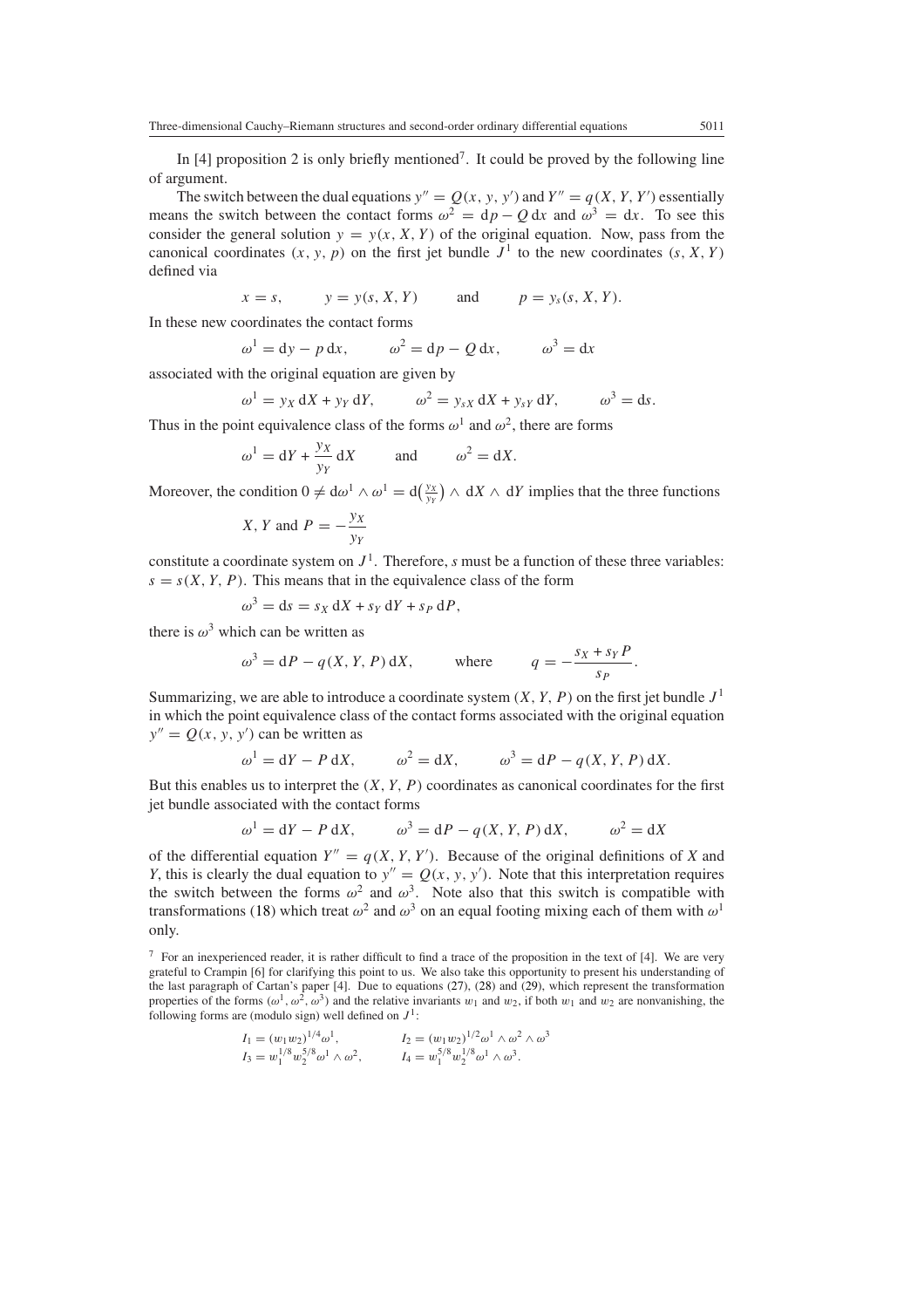In [4] proposition 2 is only briefly mentioned[7]. It could be proved by the following line of argument.

The switch between the dual equations $y'' = Q(x, y, y')$ and $Y'' = q(X, Y, Y')$ essentially means the switch between the contact forms $\omega^2 = \mathrm{d}p - Q\,\mathrm{d}x$ and $\omega^3 = \mathrm{d}x$. To see this consider the general solution $y = y(x, X, Y)$ of the original equation. Now, pass from the canonical coordinates $(x, y, p)$ on the first jet bundle $J^1$ to the new coordinates $(s, X, Y)$ defined via

$$x = s, \qquad y = y(s, X, Y) \qquad \text{and} \qquad p = y_s(s, X, Y).$$

In these new coordinates the contact forms

$$\omega^1 = \mathrm{d}y - p\,\mathrm{d}x, \qquad \omega^2 = \mathrm{d}p - Q\,\mathrm{d}x, \qquad \omega^3 = \mathrm{d}x$$

associated with the original equation are given by

$$\omega^1 = y_X\,\mathrm{d}X + y_Y\,\mathrm{d}Y, \qquad \omega^2 = y_{sX}\,\mathrm{d}X + y_{sY}\,\mathrm{d}Y, \qquad \omega^3 = \mathrm{d}s.$$

Thus in the point equivalence class of the forms $\omega^1$ and $\omega^2$, there are forms

$$\omega^1 = \mathrm{d}Y + \frac{y_X}{y_Y}\,\mathrm{d}X \qquad \text{and} \qquad \omega^2 = \mathrm{d}X.$$

Moreover, the condition $0 \neq \mathrm{d}\omega^1 \wedge \omega^1 = \mathrm{d}\big(\frac{y_X}{y_Y}\big) \wedge \mathrm{d}X \wedge \mathrm{d}Y$ implies that the three functions

$$X, Y \text{ and } P = -\frac{y_X}{y_Y}$$

constitute a coordinate system on $J^1$. Therefore, $s$ must be a function of these three variables: $s = s(X, Y, P)$. This means that in the equivalence class of the form

$$\omega^3 = \mathrm{d}s = s_X\,\mathrm{d}X + s_Y\,\mathrm{d}Y + s_P\,\mathrm{d}P,$$

there is $\omega^3$ which can be written as

$$\omega^3 = \mathrm{d}P - q(X, Y, P)\,\mathrm{d}X, \qquad \text{where} \qquad q = -\frac{s_X + s_Y P}{s_P}.$$

Summarizing, we are able to introduce a coordinate system $(X, Y, P)$ on the first jet bundle $J^1$ in which the point equivalence class of the contact forms associated with the original equation $y'' = Q(x, y, y')$ can be written as

$$\omega^1 = \mathrm{d}Y - P\,\mathrm{d}X, \qquad \omega^2 = \mathrm{d}X, \qquad \omega^3 = \mathrm{d}P - q(X, Y, P)\,\mathrm{d}X.$$

But this enables us to interpret the $(X, Y, P)$ coordinates as canonical coordinates for the first jet bundle associated with the contact forms

$$\omega^1 = \mathrm{d}Y - P\,\mathrm{d}X, \qquad \omega^3 = \mathrm{d}P - q(X, Y, P)\,\mathrm{d}X, \qquad \omega^2 = \mathrm{d}X$$

of the differential equation $Y'' = q(X, Y, Y')$. Because of the original definitions of $X$ and $Y$, this is clearly the dual equation to $y'' = Q(x, y, y')$. Note that this interpretation requires the switch between the forms $\omega^2$ and $\omega^3$. Note also that this switch is compatible with transformations (18) which treat $\omega^2$ and $\omega^3$ on an equal footing mixing each of them with $\omega^1$ only.

[7] For an inexperienced reader, it is rather difficult to find a trace of the proposition in the text of [4]. We are very grateful to Crampin [6] for clarifying this point to us. We also take this opportunity to present his understanding of the last paragraph of Cartan's paper [4]. Due to equations (27), (28) and (29), which represent the transformation properties of the forms $(\omega^1, \omega^2, \omega^3)$ and the relative invariants $w_1$ and $w_2$, if both $w_1$ and $w_2$ are nonvanishing, the following forms are (modulo sign) well defined on $J^1$:

$$I_1 = (w_1 w_2)^{1/4}\omega^1, \qquad I_2 = (w_1 w_2)^{1/2}\omega^1 \wedge \omega^2 \wedge \omega^3$$
$$I_3 = w_1^{1/8} w_2^{5/8}\omega^1 \wedge \omega^2, \qquad I_4 = w_1^{5/8} w_2^{1/8}\omega^1 \wedge \omega^3.$$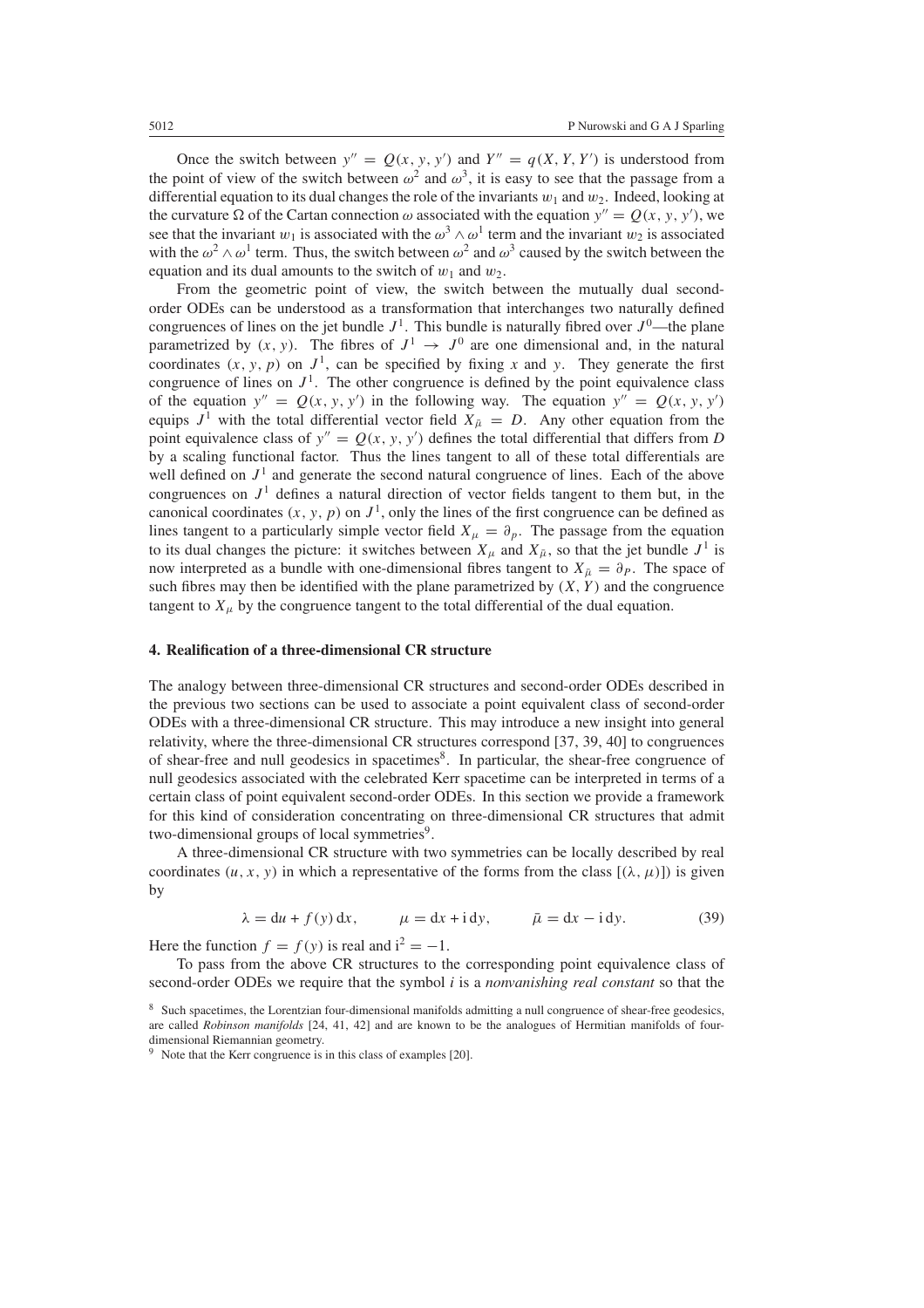Once the switch between $y'' = Q(x, y, y')$ and $Y'' = q(X, Y, Y')$ is understood from the point of view of the switch between $\omega^2$ and $\omega^3$, it is easy to see that the passage from a differential equation to its dual changes the role of the invariants $w_1$ and $w_2$. Indeed, looking at the curvature $\Omega$ of the Cartan connection $\omega$ associated with the equation $y'' = Q(x, y, y')$, we see that the invariant $w_1$ is associated with the $\omega^3 \wedge \omega^1$ term and the invariant $w_2$ is associated with the $\omega^2 \wedge \omega^1$ term. Thus, the switch between $\omega^2$ and $\omega^3$ caused by the switch between the equation and its dual amounts to the switch of $w_1$ and $w_2$.

From the geometric point of view, the switch between the mutually dual second-order ODEs can be understood as a transformation that interchanges two naturally defined congruences of lines on the jet bundle $J^1$. This bundle is naturally fibred over $J^0$—the plane parametrized by $(x, y)$. The fibres of $J^1 \to J^0$ are one dimensional and, in the natural coordinates $(x, y, p)$ on $J^1$, can be specified by fixing $x$ and $y$. They generate the first congruence of lines on $J^1$. The other congruence is defined by the point equivalence class of the equation $y'' = Q(x, y, y')$ in the following way. The equation $y'' = Q(x, y, y')$ equips $J^1$ with the total differential vector field $X_{\bar{\mu}} = D$. Any other equation from the point equivalence class of $y'' = Q(x, y, y')$ defines the total differential that differs from $D$ by a scaling functional factor. Thus the lines tangent to all of these total differentials are well defined on $J^1$ and generate the second natural congruence of lines. Each of the above congruences on $J^1$ defines a natural direction of vector fields tangent to them but, in the canonical coordinates $(x, y, p)$ on $J^1$, only the lines of the first congruence can be defined as lines tangent to a particularly simple vector field $X_\mu = \partial_p$. The passage from the equation to its dual changes the picture: it switches between $X_\mu$ and $X_{\bar{\mu}}$, so that the jet bundle $J^1$ is now interpreted as a bundle with one-dimensional fibres tangent to $X_{\bar{\mu}} = \partial_P$. The space of such fibres may then be identified with the plane parametrized by $(X, Y)$ and the congruence tangent to $X_\mu$ by the congruence tangent to the total differential of the dual equation.

## 4. Realification of a three-dimensional CR structure

The analogy between three-dimensional CR structures and second-order ODEs described in the previous two sections can be used to associate a point equivalent class of second-order ODEs with a three-dimensional CR structure. This may introduce a new insight into general relativity, where the three-dimensional CR structures correspond [37, 39, 40] to congruences of shear-free and null geodesics in spacetimes[8]. In particular, the shear-free congruence of null geodesics associated with the celebrated Kerr spacetime can be interpreted in terms of a certain class of point equivalent second-order ODEs. In this section we provide a framework for this kind of consideration concentrating on three-dimensional CR structures that admit two-dimensional groups of local symmetries[9].

A three-dimensional CR structure with two symmetries can be locally described by real coordinates $(u, x, y)$ in which a representative of the forms from the class $[(\lambda, \mu)]$) is given by

$$\lambda = \mathrm{d}u + f(y)\,\mathrm{d}x, \qquad \mu = \mathrm{d}x + \mathrm{i}\,\mathrm{d}y, \qquad \bar{\mu} = \mathrm{d}x - \mathrm{i}\,\mathrm{d}y. \tag{39}$$

Here the function $f = f(y)$ is real and $\mathrm{i}^2 = -1$.

To pass from the above CR structures to the corresponding point equivalence class of second-order ODEs we require that the symbol $i$ is a *nonvanishing real constant* so that the

[8] Such spacetimes, the Lorentzian four-dimensional manifolds admitting a null congruence of shear-free geodesics, are called *Robinson manifolds* [24, 41, 42] and are known to be the analogues of Hermitian manifolds of four-dimensional Riemannian geometry.

[9] Note that the Kerr congruence is in this class of examples [20].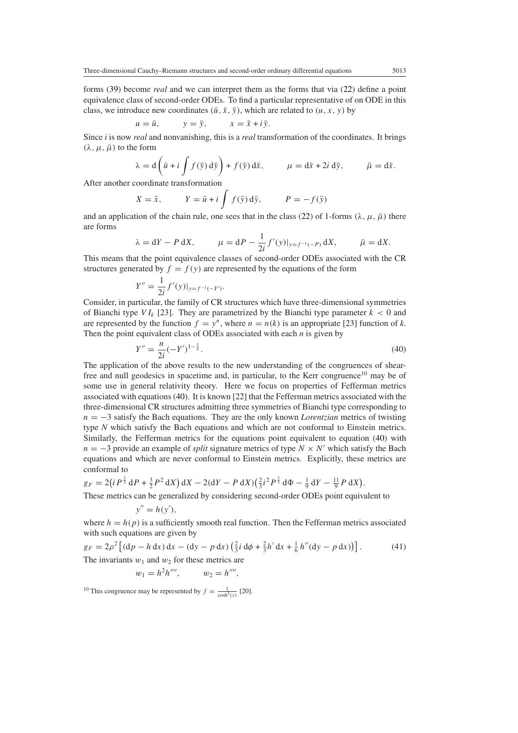forms (39) become *real* and we can interpret them as the forms that via (22) define a point equivalence class of second-order ODEs. To find a particular representative of on ODE in this class, we introduce new coordinates $(\bar{u}, \bar{x}, \bar{y})$, which are related to $(u, x, y)$ by

$$u = \bar{u}, \qquad y = \bar{y}, \qquad x = \bar{x} + i\bar{y}.$$

Since $i$ is now *real* and nonvanishing, this is a *real* transformation of the coordinates. It brings $(\lambda, \mu, \bar{\mu})$ to the form

$$\lambda = \mathrm{d}\left(\bar{u} + i\int f(\bar{y})\,\mathrm{d}\bar{y}\right) + f(\bar{y})\,\mathrm{d}\bar{x}, \qquad \mu = \mathrm{d}\bar{x} + 2i\,\mathrm{d}\bar{y}, \qquad \bar{\mu} = \mathrm{d}\bar{x}.$$

After another coordinate transformation

$$X = \bar{x}, \qquad Y = \bar{u} + i\int f(\bar{y})\,\mathrm{d}\bar{y}, \qquad P = -f(\bar{y})$$

and an application of the chain rule, one sees that in the class (22) of 1-forms $(\lambda, \mu, \bar{\mu})$ there are forms

$$\lambda = \mathrm{d}Y - P\,\mathrm{d}X, \qquad \mu = \mathrm{d}P - \frac{1}{2i}f'(y)|_{y=f^{-1}(-P)}\,\mathrm{d}X, \qquad \bar{\mu} = \mathrm{d}X.$$

This means that the point equivalence classes of second-order ODEs associated with the CR structures generated by $f = f(y)$ are represented by the equations of the form

$$Y'' = \frac{1}{2i}f'(y)|_{y=f^{-1}(-Y')}.$$

Consider, in particular, the family of CR structures which have three-dimensional symmetries of Bianchi type $VI_k$ [23]. They are parametrized by the Bianchi type parameter $k < 0$ and are represented by the function $f = y^n$, where $n = n(k)$ is an appropriate [23] function of $k$. Then the point equivalent class of ODEs associated with each $n$ is given by

$$Y'' = \frac{n}{2i}(-Y')^{1-\frac{1}{n}}. \tag{40}$$

The application of the above results to the new understanding of the congruences of shear-free and null geodesics in spacetime and, in particular, to the Kerr congruence[10] may be of some use in general relativity theory. Here we focus on properties of Fefferman metrics associated with equations (40). It is known [22] that the Fefferman metrics associated with the three-dimensional CR structures admitting three symmetries of Bianchi type corresponding to $n = -3$ satisfy the Bach equations. They are the only known *Lorentzian* metrics of twisting type $N$ which satisfy the Bach equations and which are not conformal to Einstein metrics. Similarly, the Fefferman metrics for the equations point equivalent to equation (40) with $n = -3$ provide an example of *split* signature metrics of type $N \times N'$ which satisfy the Bach equations and which are never conformal to Einstein metrics. Explicitly, these metrics are conformal to

$$g_F = 2\left(iP^{\frac{2}{3}}\,\mathrm{d}P + \tfrac{3}{2}P^2\,\mathrm{d}X\right)\mathrm{d}X - 2(\mathrm{d}Y - P\,\mathrm{d}X)\left(\tfrac{2}{3}i^2P^{\frac{2}{3}}\,\mathrm{d}\Phi - \tfrac{1}{9}\,\mathrm{d}Y - \tfrac{11}{9}P\,\mathrm{d}X\right).$$

These metrics can be generalized by considering second-order ODEs point equivalent to

$$y'' = h(y'),$$

where $h = h(p)$ is a sufficiently smooth real function. Then the Fefferman metrics associated with such equations are given by

$$g_F = 2\rho^2\left[(\mathrm{d}p - h\,\mathrm{d}x)\,\mathrm{d}x - (\mathrm{d}y - p\,\mathrm{d}x)\left(\tfrac{2}{3}i\,\mathrm{d}\phi + \tfrac{2}{3}h'\,\mathrm{d}x + \tfrac{1}{6}h''(\mathrm{d}y - p\,\mathrm{d}x)\right)\right]. \tag{41}$$

The invariants $w_1$ and $w_2$ for these metrics are

$$w_1 = h^2h'''', \qquad w_2 = h'''',$$

[10] This congruence may be represented by $f = \frac{1}{\cosh^2(y)}$ [20].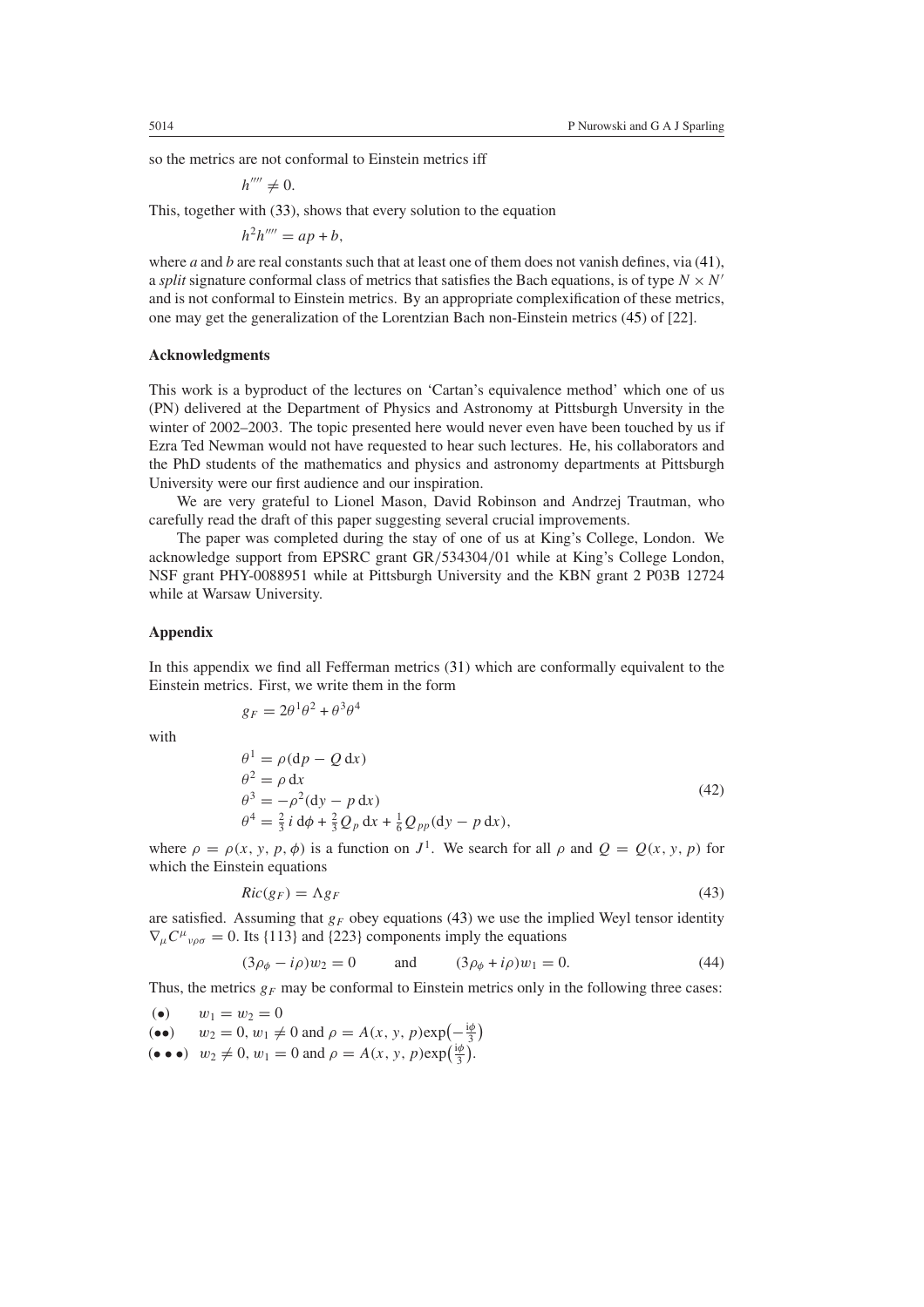so the metrics are not conformal to Einstein metrics iff

$$h'''' \neq 0.$$

This, together with (33), shows that every solution to the equation

$$h^2 h'''' = ap + b,$$

where $a$ and $b$ are real constants such that at least one of them does not vanish defines, via (41), a *split* signature conformal class of metrics that satisfies the Bach equations, is of type $N \times N'$ and is not conformal to Einstein metrics. By an appropriate complexification of these metrics, one may get the generalization of the Lorentzian Bach non-Einstein metrics (45) of [22].

### Acknowledgments

This work is a byproduct of the lectures on 'Cartan's equivalence method' which one of us (PN) delivered at the Department of Physics and Astronomy at Pittsburgh Unversity in the winter of 2002–2003. The topic presented here would never even have been touched by us if Ezra Ted Newman would not have requested to hear such lectures. He, his collaborators and the PhD students of the mathematics and physics and astronomy departments at Pittsburgh University were our first audience and our inspiration.

We are very grateful to Lionel Mason, David Robinson and Andrzej Trautman, who carefully read the draft of this paper suggesting several crucial improvements.

The paper was completed during the stay of one of us at King's College, London. We acknowledge support from EPSRC grant GR/534304/01 while at King's College London, NSF grant PHY-0088951 while at Pittsburgh University and the KBN grant 2 P03B 12724 while at Warsaw University.

### Appendix

In this appendix we find all Fefferman metrics (31) which are conformally equivalent to the Einstein metrics. First, we write them in the form

$$g_F = 2\theta^1\theta^2 + \theta^3\theta^4$$

with

$$\begin{aligned}
\theta^1 &= \rho(\mathrm{d}p - Q\,\mathrm{d}x) \\
\theta^2 &= \rho\,\mathrm{d}x \\
\theta^3 &= -\rho^2(\mathrm{d}y - p\,\mathrm{d}x) \\
\theta^4 &= \tfrac{2}{3}\, i\,\mathrm{d}\phi + \tfrac{2}{3}Q_p\,\mathrm{d}x + \tfrac{1}{6}Q_{pp}(\mathrm{d}y - p\,\mathrm{d}x),
\end{aligned} \tag{42}$$

where $\rho = \rho(x, y, p, \phi)$ is a function on $J^1$. We search for all $\rho$ and $Q = Q(x, y, p)$ for which the Einstein equations

$$Ric(g_F) = \Lambda g_F \tag{43}$$

are satisfied. Assuming that $g_F$ obey equations (43) we use the implied Weyl tensor identity $\nabla_\mu C^\mu{}_{\nu\rho\sigma} = 0$. Its {113} and {223} components imply the equations

$$(3\rho_\phi - i\rho)w_2 = 0 \qquad \text{and} \qquad (3\rho_\phi + i\rho)w_1 = 0. \tag{44}$$

Thus, the metrics $g_F$ may be conformal to Einstein metrics only in the following three cases:

(•) $w_1 = w_2 = 0$

(••) $w_2 = 0$, $w_1 \neq 0$ and $\rho = A(x, y, p)\exp\left(-\frac{i\phi}{3}\right)$

(• • •) $w_2 \neq 0$, $w_1 = 0$ and $\rho = A(x, y, p)\exp\left(\frac{i\phi}{3}\right)$.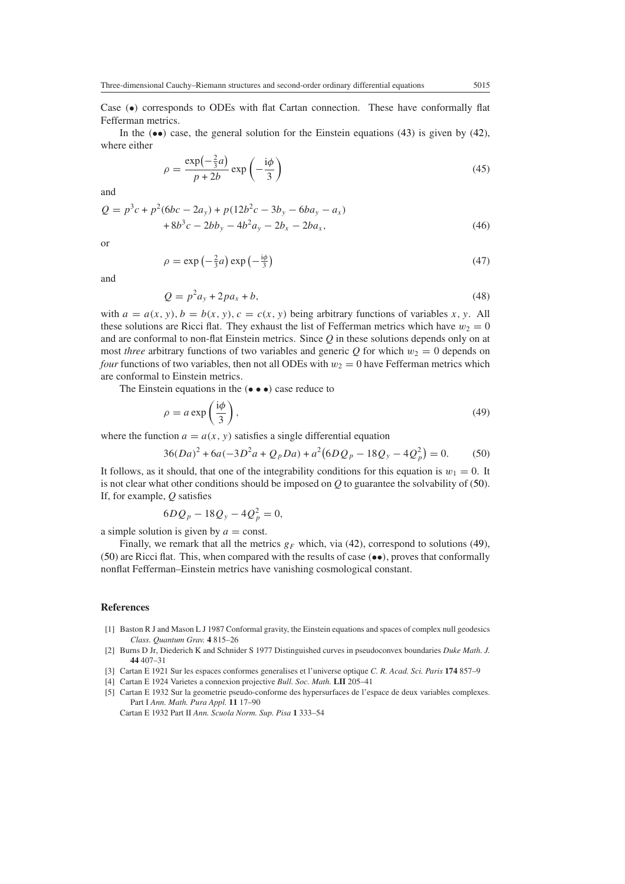Case (•) corresponds to ODEs with flat Cartan connection. These have conformally flat Fefferman metrics.

In the (••) case, the general solution for the Einstein equations (43) is given by (42), where either

$$\rho = \frac{\exp\left(-\frac{2}{3}a\right)}{p + 2b} \exp\left(-\frac{\mathrm{i}\phi}{3}\right) \tag{45}$$

and

$$\begin{aligned} Q = {} & p^3 c + p^2(6bc - 2a_y) + p(12b^2 c - 3b_y - 6ba_y - a_x) \\ & + 8b^3 c - 2bb_y - 4b^2 a_y - 2b_x - 2ba_x, \end{aligned} \tag{46}$$

or

$$\rho = \exp\left(-\tfrac{2}{3}a\right) \exp\left(-\tfrac{\mathrm{i}\phi}{3}\right) \tag{47}$$

and

$$Q = p^2 a_y + 2pa_x + b, \tag{48}$$

with $a = a(x, y)$, $b = b(x, y)$, $c = c(x, y)$ being arbitrary functions of variables $x, y$. All these solutions are Ricci flat. They exhaust the list of Fefferman metrics which have $w_2 = 0$ and are conformal to non-flat Einstein metrics. Since $Q$ in these solutions depends only on at most *three* arbitrary functions of two variables and generic $Q$ for which $w_2 = 0$ depends on *four* functions of two variables, then not all ODEs with $w_2 = 0$ have Fefferman metrics which are conformal to Einstein metrics.

The Einstein equations in the (• • •) case reduce to

$$\rho = a \exp\left(\frac{\mathrm{i}\phi}{3}\right), \tag{49}$$

where the function $a = a(x, y)$ satisfies a single differential equation

$$36(Da)^2 + 6a(-3D^2 a + Q_p Da) + a^2\left(6DQ_p - 18Q_y - 4Q_p^2\right) = 0. \tag{50}$$

It follows, as it should, that one of the integrability conditions for this equation is $w_1 = 0$. It is not clear what other conditions should be imposed on $Q$ to guarantee the solvability of (50). If, for example, $Q$ satisfies

$$6DQ_p - 18Q_y - 4Q_p^2 = 0,$$

a simple solution is given by $a = \text{const}$.

Finally, we remark that all the metrics $g_F$ which, via (42), correspond to solutions (49), (50) are Ricci flat. This, when compared with the results of case (••), proves that conformally nonflat Fefferman–Einstein metrics have vanishing cosmological constant.

## References

[1] Baston R J and Mason L J 1987 Conformal gravity, the Einstein equations and spaces of complex null geodesics *Class. Quantum Grav.* **4** 815–26

[2] Burns D Jr, Diederich K and Schnider S 1977 Distinguished curves in pseudoconvex boundaries *Duke Math. J.* **44** 407–31

[3] Cartan E 1921 Sur les espaces conformes generalises et l'universe optique *C. R. Acad. Sci. Paris* **174** 857–9

[4] Cartan E 1924 Varietes a connexion projective *Bull. Soc. Math.* **LII** 205–41

[5] Cartan E 1932 Sur la geometrie pseudo-conforme des hypersurfaces de l'espace de deux variables complexes. Part I *Ann. Math. Pura Appl.* **11** 17–90

Cartan E 1932 Part II *Ann. Scuola Norm. Sup. Pisa* **1** 333–54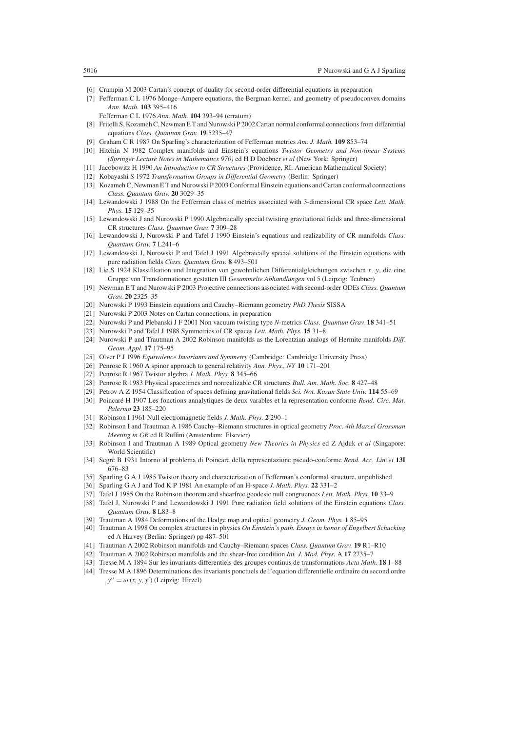[6] Crampin M 2003 Cartan's concept of duality for second-order differential equations in preparation

[7] Fefferman C L 1976 Monge–Ampere equations, the Bergman kernel, and geometry of pseudoconvex domains *Ann. Math.* **103** 395–416

Fefferman C L 1976 *Ann. Math.* **104** 393–94 (erratum)

[8] Fritelli S, Kozameh C, Newman E T and Nurowski P 2002 Cartan normal conformal connections from differential equations *Class. Quantum Grav.* **19** 5235–47

[9] Graham C R 1987 On Sparling's characterization of Fefferman metrics *Am. J. Math.* **109** 853–74

[10] Hitchin N 1982 Complex manifolds and Einstein's equations *Twistor Geometry and Non-linear Systems (Springer Lecture Notes in Mathematics 970)* ed H D Doebner *et al* (New York: Springer)

[11] Jacobowitz H 1990 *An Introduction to CR Structures* (Providence, RI: American Mathematical Society)

[12] Kobayashi S 1972 *Transformation Groups in Differential Geometry* (Berlin: Springer)

[13] Kozameh C, Newman E T and Nurowski P 2003 Conformal Einstein equations and Cartan conformal connections *Class. Quantum Grav.* **20** 3029–35

[14] Lewandowski J 1988 On the Fefferman class of metrics associated with 3-dimensional CR space *Lett. Math. Phys.* **15** 129–35

[15] Lewandowski J and Nurowski P 1990 Algebraically special twisting gravitational fields and three-dimensional CR structures *Class. Quantum Grav.* **7** 309–28

[16] Lewandowski J, Nurowski P and Tafel J 1990 Einstein's equations and realizability of CR manifolds *Class. Quantum Grav.* **7** L241–6

[17] Lewandowski J, Nurowski P and Tafel J 1991 Algebraically special solutions of the Einstein equations with pure radiation fields *Class. Quantum Grav.* **8** 493–501

[18] Lie S 1924 Klassifikation und Integration von gewohnlichen Differentialgleichungen zwischen $x$, $y$, die eine Gruppe von Transformationen gestatten III *Gesammelte Abhandlungen* vol 5 (Leipzig: Teubner)

[19] Newman E T and Nurowski P 2003 Projective connections associated with second-order ODEs *Class. Quantum Grav.* **20** 2325–35

[20] Nurowski P 1993 Einstein equations and Cauchy–Riemann geometry *PhD Thesis* SISSA

[21] Nurowski P 2003 Notes on Cartan connections, in preparation

[22] Nurowski P and Plebanski J F 2001 Non vacuum twisting type *N*-metrics *Class. Quantum Grav.* **18** 341–51

[23] Nurowski P and Tafel J 1988 Symmetries of CR spaces *Lett. Math. Phys.* **15** 31–8

[24] Nurowski P and Trautman A 2002 Robinson manifolds as the Lorentzian analogs of Hermite manifolds *Diff. Geom. Appl.* **17** 175–95

[25] Olver P J 1996 *Equivalence Invariants and Symmetry* (Cambridge: Cambridge University Press)

[26] Penrose R 1960 A spinor approach to general relativity *Ann. Phys., NY* **10** 171–201

[27] Penrose R 1967 Twistor algebra *J. Math. Phys.* **8** 345–66

[28] Penrose R 1983 Physical spacetimes and nonrealizable CR structures *Bull. Am. Math. Soc.* **8** 427–48

[29] Petrov A Z 1954 Classification of spaces defining gravitational fields *Sci. Not. Kazan State Univ.* **114** 55–69

[30] Poincaré H 1907 Les fonctions annalytiques de deux varables et la representation conforme *Rend. Circ. Mat. Palermo* **23** 185–220

[31] Robinson I 1961 Null electromagnetic fields *J. Math. Phys.* **2** 290–1

[32] Robinson I and Trautman A 1986 Cauchy–Riemann structures in optical geometry *Proc. 4th Marcel Grossman Meeting in GR* ed R Ruffini (Amsterdam: Elsevier)

[33] Robinson I and Trautman A 1989 Optical geometry *New Theories in Physics* ed Z Ajduk *et al* (Singapore: World Scientific)

[34] Segre B 1931 Intorno al problema di Poincare della representazione pseudo-conforme *Rend. Acc. Lincei* **13I** 676–83

[35] Sparling G A J 1985 Twistor theory and characterization of Fefferman's conformal structure, unpublished

[36] Sparling G A J and Tod K P 1981 An example of an H-space *J. Math. Phys.* **22** 331–2

[37] Tafel J 1985 On the Robinson theorem and shearfree geodesic null congruences *Lett. Math. Phys.* **10** 33–9

[38] Tafel J, Nurowski P and Lewandowski J 1991 Pure radiation field solutions of the Einstein equations *Class. Quantum Grav.* **8** L83–8

[39] Trautman A 1984 Deformations of the Hodge map and optical geometry *J. Geom. Phys.* **1** 85–95

[40] Trautman A 1998 On complex structures in physics *On Einstein's path. Essays in honor of Engelbert Schucking* ed A Harvey (Berlin: Springer) pp 487–501

[41] Trautman A 2002 Robinson manifolds and Cauchy–Riemann spaces *Class. Quantum Grav.* **19** R1–R10

[42] Trautman A 2002 Robinson manifolds and the shear-free condition *Int. J. Mod. Phys.* A **17** 2735–7

[43] Tresse M A 1894 Sur les invariants differentiels des groupes continus de transformations *Acta Math.* **18** 1–88

[44] Tresse M A 1896 Determinations des invariants ponctuels de l'equation differentielle ordinaire du second ordre $y'' = \omega(x, y, y')$ (Leipzig: Hirzel)